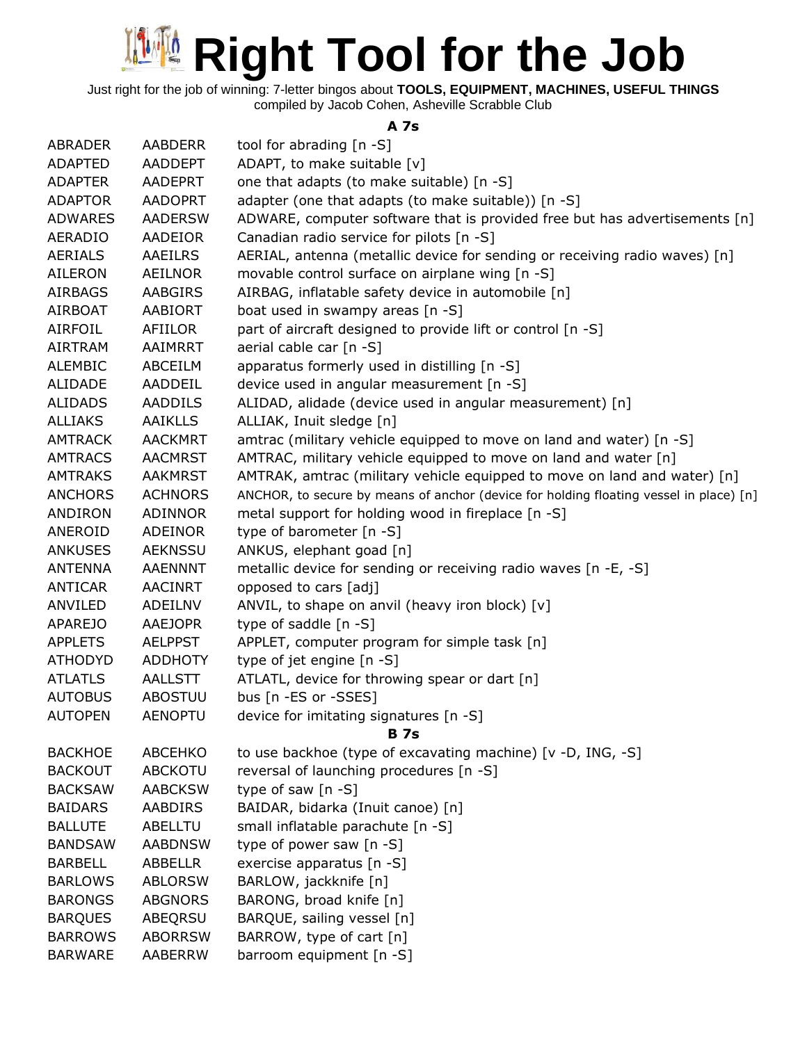# Right Tool for the Job

Just right for the job of winning: 7-letter bingos about **TOOLS, EQUIPMENT, MACHINES, USEFUL THINGS**
compiled by Jacob Cohen, Asheville Scrabble Club

### A 7s

| | | |
|---|---|---|
| ABRADER | AABDERR | tool for abrading [n -S] |
| ADAPTED | AADDEPT | ADAPT, to make suitable [v] |
| ADAPTER | AADEPRT | one that adapts (to make suitable) [n -S] |
| ADAPTOR | AADOPRT | adapter (one that adapts (to make suitable)) [n -S] |
| ADWARES | AADERSW | ADWARE, computer software that is provided free but has advertisements [n] |
| AERADIO | AADEIOR | Canadian radio service for pilots [n -S] |
| AERIALS | AAEILRS | AERIAL, antenna (metallic device for sending or receiving radio waves) [n] |
| AILERON | AEILNOR | movable control surface on airplane wing [n -S] |
| AIRBAGS | AABGIRS | AIRBAG, inflatable safety device in automobile [n] |
| AIRBOAT | AABIORT | boat used in swampy areas [n -S] |
| AIRFOIL | AFIILOR | part of aircraft designed to provide lift or control [n -S] |
| AIRTRAM | AAIMRRT | aerial cable car [n -S] |
| ALEMBIC | ABCEILM | apparatus formerly used in distilling [n -S] |
| ALIDADE | AADDEIL | device used in angular measurement [n -S] |
| ALIDADS | AADDILS | ALIDAD, alidade (device used in angular measurement) [n] |
| ALLIAKS | AAIKLLS | ALLIAK, Inuit sledge [n] |
| AMTRACK | AACKMRT | amtrac (military vehicle equipped to move on land and water) [n -S] |
| AMTRACS | AACMRST | AMTRAC, military vehicle equipped to move on land and water [n] |
| AMTRAKS | AAKMRST | AMTRAK, amtrac (military vehicle equipped to move on land and water) [n] |
| ANCHORS | ACHNORS | ANCHOR, to secure by means of anchor (device for holding floating vessel in place) [n] |
| ANDIRON | ADINNOR | metal support for holding wood in fireplace [n -S] |
| ANEROID | ADEINOR | type of barometer [n -S] |
| ANKUSES | AEKNSSU | ANKUS, elephant goad [n] |
| ANTENNA | AAENNNT | metallic device for sending or receiving radio waves [n -E, -S] |
| ANTICAR | AACINRT | opposed to cars [adj] |
| ANVILED | ADEILNV | ANVIL, to shape on anvil (heavy iron block) [v] |
| APAREJO | AAEJOPR | type of saddle [n -S] |
| APPLETS | AELPPST | APPLET, computer program for simple task [n] |
| ATHODYD | ADDHOTY | type of jet engine [n -S] |
| ATLATLS | AALLSTT | ATLATL, device for throwing spear or dart [n] |
| AUTOBUS | ABOSTUU | bus [n -ES or -SSES] |
| AUTOPEN | AENOPTU | device for imitating signatures [n -S] |

### B 7s

| | | |
|---|---|---|
| BACKHOE | ABCEHKO | to use backhoe (type of excavating machine) [v -D, ING, -S] |
| BACKOUT | ABCKOTU | reversal of launching procedures [n -S] |
| BACKSAW | AABCKSW | type of saw [n -S] |
| BAIDARS | AABDIRS | BAIDAR, bidarka (Inuit canoe) [n] |
| BALLUTE | ABELLTU | small inflatable parachute [n -S] |
| BANDSAW | AABDNSW | type of power saw [n -S] |
| BARBELL | ABBELLR | exercise apparatus [n -S] |
| BARLOWS | ABLORSW | BARLOW, jackknife [n] |
| BARONGS | ABGNORS | BARONG, broad knife [n] |
| BARQUES | ABEQRSU | BARQUE, sailing vessel [n] |
| BARROWS | ABORRSW | BARROW, type of cart [n] |
| BARWARE | AABERRW | barroom equipment [n -S] |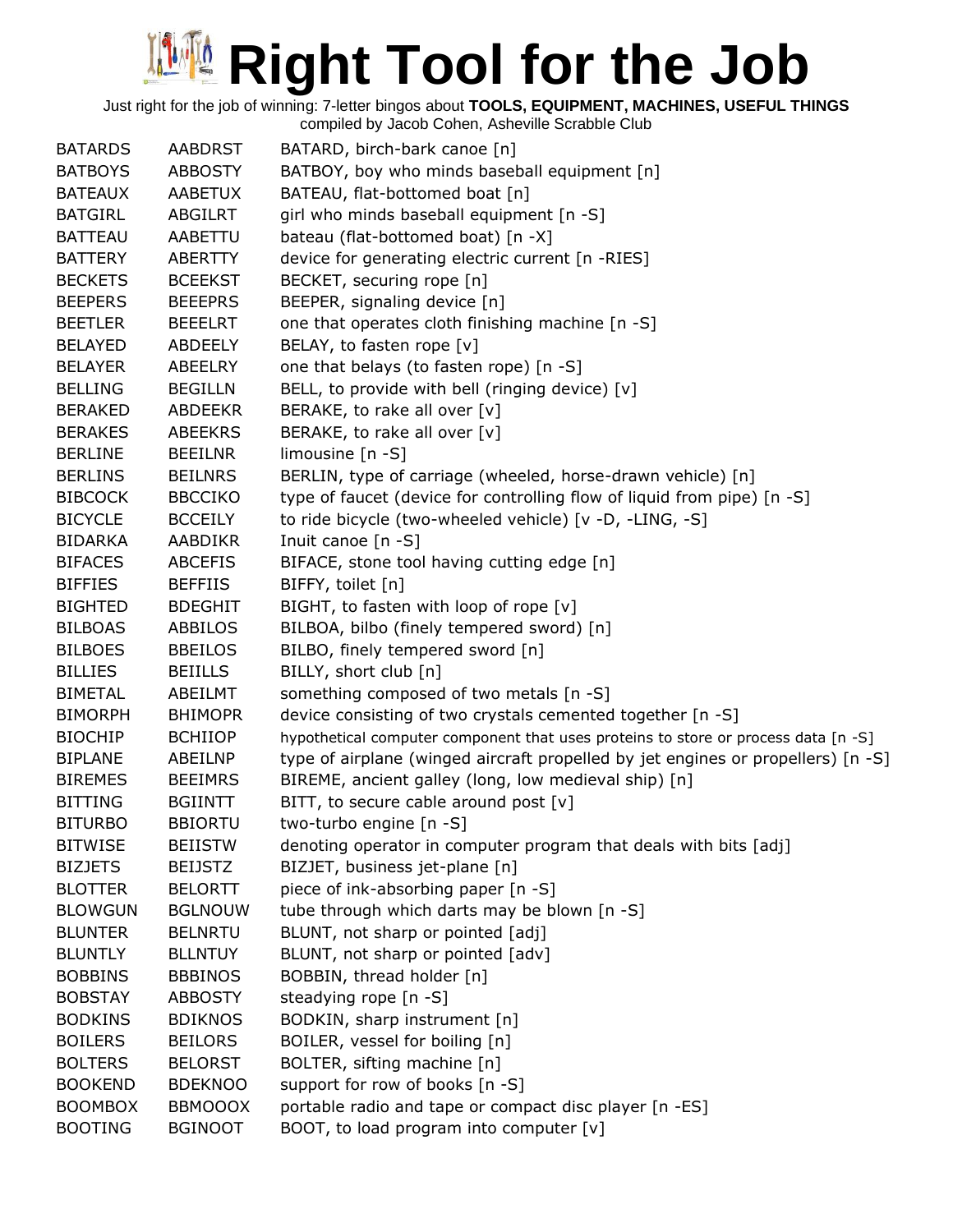# Right Tool for the Job

Just right for the job of winning: 7-letter bingos about **TOOLS, EQUIPMENT, MACHINES, USEFUL THINGS**
compiled by Jacob Cohen, Asheville Scrabble Club

| | | |
|---|---|---|
| BATARDS | AABDRST | BATARD, birch-bark canoe [n] |
| BATBOYS | ABBOSTY | BATBOY, boy who minds baseball equipment [n] |
| BATEAUX | AABETUX | BATEAU, flat-bottomed boat [n] |
| BATGIRL | ABGILRT | girl who minds baseball equipment [n -S] |
| BATTEAU | AABETTU | bateau (flat-bottomed boat) [n -X] |
| BATTERY | ABERTTY | device for generating electric current [n -RIES] |
| BECKETS | BCEEKST | BECKET, securing rope [n] |
| BEEPERS | BEEEPRS | BEEPER, signaling device [n] |
| BEETLER | BEEELRT | one that operates cloth finishing machine [n -S] |
| BELAYED | ABDEELY | BELAY, to fasten rope [v] |
| BELAYER | ABEELRY | one that belays (to fasten rope) [n -S] |
| BELLING | BEGILLN | BELL, to provide with bell (ringing device) [v] |
| BERAKED | ABDEEKR | BERAKE, to rake all over [v] |
| BERAKES | ABEEKRS | BERAKE, to rake all over [v] |
| BERLINE | BEEILNR | limousine [n -S] |
| BERLINS | BEILNRS | BERLIN, type of carriage (wheeled, horse-drawn vehicle) [n] |
| BIBCOCK | BBCCIKO | type of faucet (device for controlling flow of liquid from pipe) [n -S] |
| BICYCLE | BCCEILY | to ride bicycle (two-wheeled vehicle) [v -D, -LING, -S] |
| BIDARKA | AABDIKR | Inuit canoe [n -S] |
| BIFACES | ABCEFIS | BIFACE, stone tool having cutting edge [n] |
| BIFFIES | BEFFIIS | BIFFY, toilet [n] |
| BIGHTED | BDEGHIT | BIGHT, to fasten with loop of rope [v] |
| BILBOAS | ABBILOS | BILBOA, bilbo (finely tempered sword) [n] |
| BILBOES | BBEILOS | BILBO, finely tempered sword [n] |
| BILLIES | BEIILLS | BILLY, short club [n] |
| BIMETAL | ABEILMT | something composed of two metals [n -S] |
| BIMORPH | BHIMOPR | device consisting of two crystals cemented together [n -S] |
| BIOCHIP | BCHIIOP | hypothetical computer component that uses proteins to store or process data [n -S] |
| BIPLANE | ABEILNP | type of airplane (winged aircraft propelled by jet engines or propellers) [n -S] |
| BIREMES | BEEIMRS | BIREME, ancient galley (long, low medieval ship) [n] |
| BITTING | BGIINTT | BITT, to secure cable around post [v] |
| BITURBO | BBIORTU | two-turbo engine [n -S] |
| BITWISE | BEIISTW | denoting operator in computer program that deals with bits [adj] |
| BIZJETS | BEIJSTZ | BIZJET, business jet-plane [n] |
| BLOTTER | BELORTT | piece of ink-absorbing paper [n -S] |
| BLOWGUN | BGLNOUW | tube through which darts may be blown [n -S] |
| BLUNTER | BELNRTU | BLUNT, not sharp or pointed [adj] |
| BLUNTLY | BLLNTUY | BLUNT, not sharp or pointed [adv] |
| BOBBINS | BBBINOS | BOBBIN, thread holder [n] |
| BOBSTAY | ABBOSTY | steadying rope [n -S] |
| BODKINS | BDIKNOS | BODKIN, sharp instrument [n] |
| BOILERS | BEILORS | BOILER, vessel for boiling [n] |
| BOLTERS | BELORST | BOLTER, sifting machine [n] |
| BOOKEND | BDEKNOO | support for row of books [n -S] |
| BOOMBOX | BBMOOOX | portable radio and tape or compact disc player [n -ES] |
| BOOTING | BGINOOT | BOOT, to load program into computer [v] |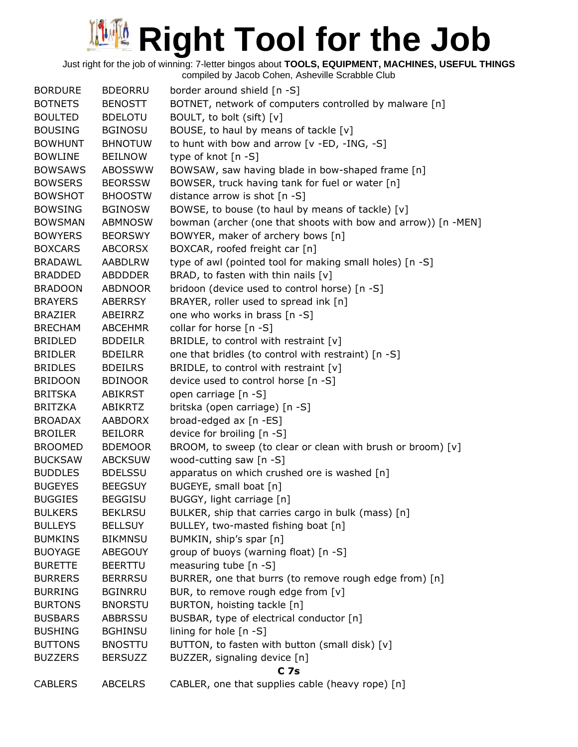# Right Tool for the Job

Just right for the job of winning: 7-letter bingos about **TOOLS, EQUIPMENT, MACHINES, USEFUL THINGS**
compiled by Jacob Cohen, Asheville Scrabble Club

| | | |
|---|---|---|
| BORDURE | BDEORRU | border around shield [n -S] |
| BOTNETS | BENOSTT | BOTNET, network of computers controlled by malware [n] |
| BOULTED | BDELOTU | BOULT, to bolt (sift) [v] |
| BOUSING | BGINOSU | BOUSE, to haul by means of tackle [v] |
| BOWHUNT | BHNOTUW | to hunt with bow and arrow [v -ED, -ING, -S] |
| BOWLINE | BEILNOW | type of knot [n -S] |
| BOWSAWS | ABOSSWW | BOWSAW, saw having blade in bow-shaped frame [n] |
| BOWSERS | BEORSSW | BOWSER, truck having tank for fuel or water [n] |
| BOWSHOT | BHOOSTW | distance arrow is shot [n -S] |
| BOWSING | BGINOSW | BOWSE, to bouse (to haul by means of tackle) [v] |
| BOWSMAN | ABMNOSW | bowman (archer (one that shoots with bow and arrow)) [n -MEN] |
| BOWYERS | BEORSWY | BOWYER, maker of archery bows [n] |
| BOXCARS | ABCORSX | BOXCAR, roofed freight car [n] |
| BRADAWL | AABDLRW | type of awl (pointed tool for making small holes) [n -S] |
| BRADDED | ABDDDER | BRAD, to fasten with thin nails [v] |
| BRADOON | ABDNOOR | bridoon (device used to control horse) [n -S] |
| BRAYERS | ABERRSY | BRAYER, roller used to spread ink [n] |
| BRAZIER | ABEIRRZ | one who works in brass [n -S] |
| BRECHAM | ABCEHMR | collar for horse [n -S] |
| BRIDLED | BDDEILR | BRIDLE, to control with restraint [v] |
| BRIDLER | BDEILRR | one that bridles (to control with restraint) [n -S] |
| BRIDLES | BDEILRS | BRIDLE, to control with restraint [v] |
| BRIDOON | BDINOOR | device used to control horse [n -S] |
| BRITSKA | ABIKRST | open carriage [n -S] |
| BRITZKA | ABIKRTZ | britska (open carriage) [n -S] |
| BROADAX | AABDORX | broad-edged ax [n -ES] |
| BROILER | BEILORR | device for broiling [n -S] |
| BROOMED | BDEMOOR | BROOM, to sweep (to clear or clean with brush or broom) [v] |
| BUCKSAW | ABCKSUW | wood-cutting saw [n -S] |
| BUDDLES | BDELSSU | apparatus on which crushed ore is washed [n] |
| BUGEYES | BEEGSUY | BUGEYE, small boat [n] |
| BUGGIES | BEGGISU | BUGGY, light carriage [n] |
| BULKERS | BEKLRSU | BULKER, ship that carries cargo in bulk (mass) [n] |
| BULLEYS | BELLSUY | BULLEY, two-masted fishing boat [n] |
| BUMKINS | BIKMNSU | BUMKIN, ship's spar [n] |
| BUOYAGE | ABEGOUY | group of buoys (warning float) [n -S] |
| BURETTE | BEERTTU | measuring tube [n -S] |
| BURRERS | BERRRSU | BURRER, one that burrs (to remove rough edge from) [n] |
| BURRING | BGINRRU | BUR, to remove rough edge from [v] |
| BURTONS | BNORSTU | BURTON, hoisting tackle [n] |
| BUSBARS | ABBRSSU | BUSBAR, type of electrical conductor [n] |
| BUSHING | BGHINSU | lining for hole [n -S] |
| BUTTONS | BNOSTTU | BUTTON, to fasten with button (small disk) [v] |
| BUZZERS | BERSUZZ | BUZZER, signaling device [n] |

**C 7s**

| | | |
|---|---|---|
| CABLERS | ABCELRS | CABLER, one that supplies cable (heavy rope) [n] |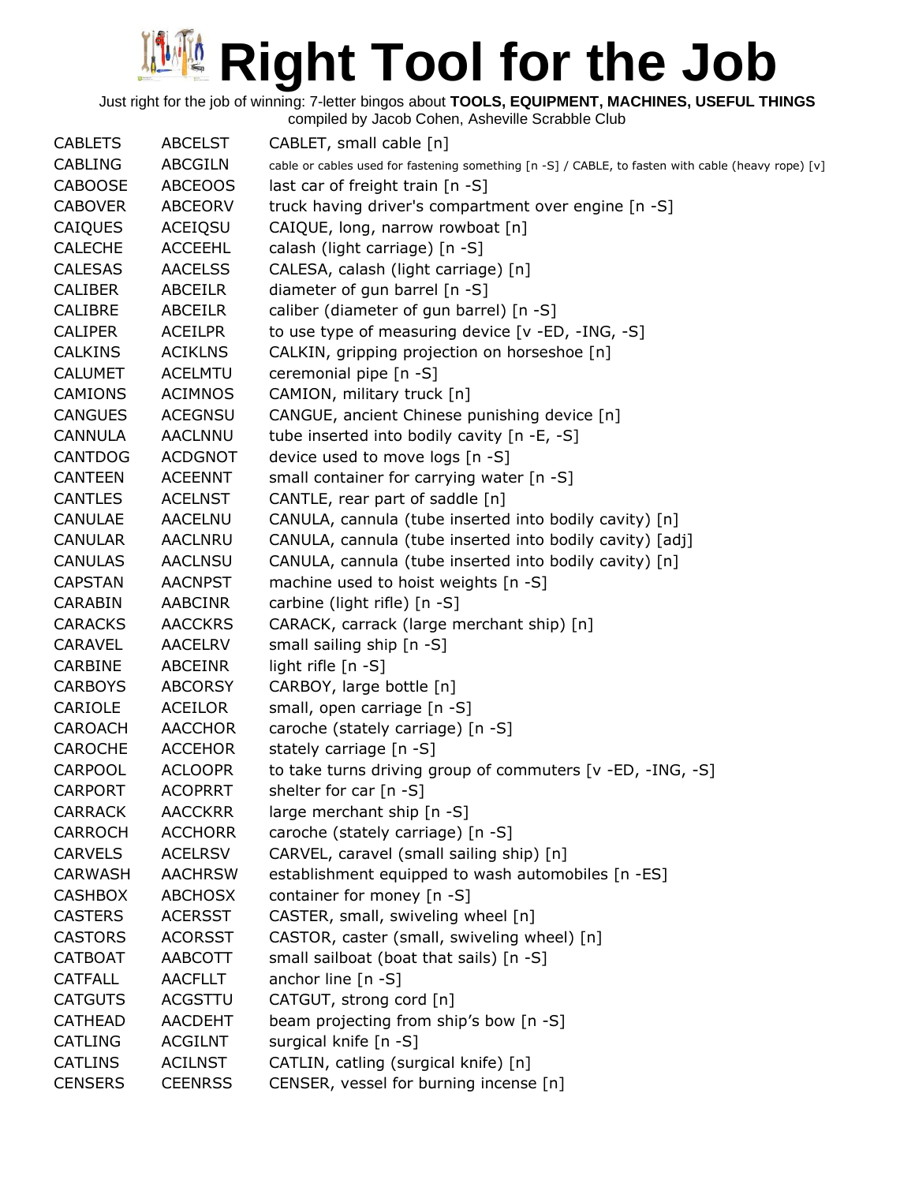# Right Tool for the Job

Just right for the job of winning: 7-letter bingos about **TOOLS, EQUIPMENT, MACHINES, USEFUL THINGS**
compiled by Jacob Cohen, Asheville Scrabble Club

| | | |
|---|---|---|
| CABLETS | ABCELST | CABLET, small cable [n] |
| CABLING | ABCGILN | cable or cables used for fastening something [n -S] / CABLE, to fasten with cable (heavy rope) [v] |
| CABOOSE | ABCEOOS | last car of freight train [n -S] |
| CABOVER | ABCEORV | truck having driver's compartment over engine [n -S] |
| CAIQUES | ACEIQSU | CAIQUE, long, narrow rowboat [n] |
| CALECHE | ACCEEHL | calash (light carriage) [n -S] |
| CALESAS | AACELSS | CALESA, calash (light carriage) [n] |
| CALIBER | ABCEILR | diameter of gun barrel [n -S] |
| CALIBRE | ABCEILR | caliber (diameter of gun barrel) [n -S] |
| CALIPER | ACEILPR | to use type of measuring device [v -ED, -ING, -S] |
| CALKINS | ACIKLNS | CALKIN, gripping projection on horseshoe [n] |
| CALUMET | ACELMTU | ceremonial pipe [n -S] |
| CAMIONS | ACIMNOS | CAMION, military truck [n] |
| CANGUES | ACEGNSU | CANGUE, ancient Chinese punishing device [n] |
| CANNULA | AACLNNU | tube inserted into bodily cavity [n -E, -S] |
| CANTDOG | ACDGNOT | device used to move logs [n -S] |
| CANTEEN | ACEENNT | small container for carrying water [n -S] |
| CANTLES | ACELNST | CANTLE, rear part of saddle [n] |
| CANULAE | AACELNU | CANULA, cannula (tube inserted into bodily cavity) [n] |
| CANULAR | AACLNRU | CANULA, cannula (tube inserted into bodily cavity) [adj] |
| CANULAS | AACLNSU | CANULA, cannula (tube inserted into bodily cavity) [n] |
| CAPSTAN | AACNPST | machine used to hoist weights [n -S] |
| CARABIN | AABCINR | carbine (light rifle) [n -S] |
| CARACKS | AACCKRS | CARACK, carrack (large merchant ship) [n] |
| CARAVEL | AACELRV | small sailing ship [n -S] |
| CARBINE | ABCEINR | light rifle [n -S] |
| CARBOYS | ABCORSY | CARBOY, large bottle [n] |
| CARIOLE | ACEILOR | small, open carriage [n -S] |
| CAROACH | AACCHOR | caroche (stately carriage) [n -S] |
| CAROCHE | ACCEHOR | stately carriage [n -S] |
| CARPOOL | ACLOOPR | to take turns driving group of commuters [v -ED, -ING, -S] |
| CARPORT | ACOPRRT | shelter for car [n -S] |
| CARRACK | AACCKRR | large merchant ship [n -S] |
| CARROCH | ACCHORR | caroche (stately carriage) [n -S] |
| CARVELS | ACELRSV | CARVEL, caravel (small sailing ship) [n] |
| CARWASH | AACHRSW | establishment equipped to wash automobiles [n -ES] |
| CASHBOX | ABCHOSX | container for money [n -S] |
| CASTERS | ACERSST | CASTER, small, swiveling wheel [n] |
| CASTORS | ACORSST | CASTOR, caster (small, swiveling wheel) [n] |
| CATBOAT | AABCOTT | small sailboat (boat that sails) [n -S] |
| CATFALL | AACFLLT | anchor line [n -S] |
| CATGUTS | ACGSTTU | CATGUT, strong cord [n] |
| CATHEAD | AACDEHT | beam projecting from ship's bow [n -S] |
| CATLING | ACGILNT | surgical knife [n -S] |
| CATLINS | ACILNST | CATLIN, catling (surgical knife) [n] |
| CENSERS | CEENRSS | CENSER, vessel for burning incense [n] |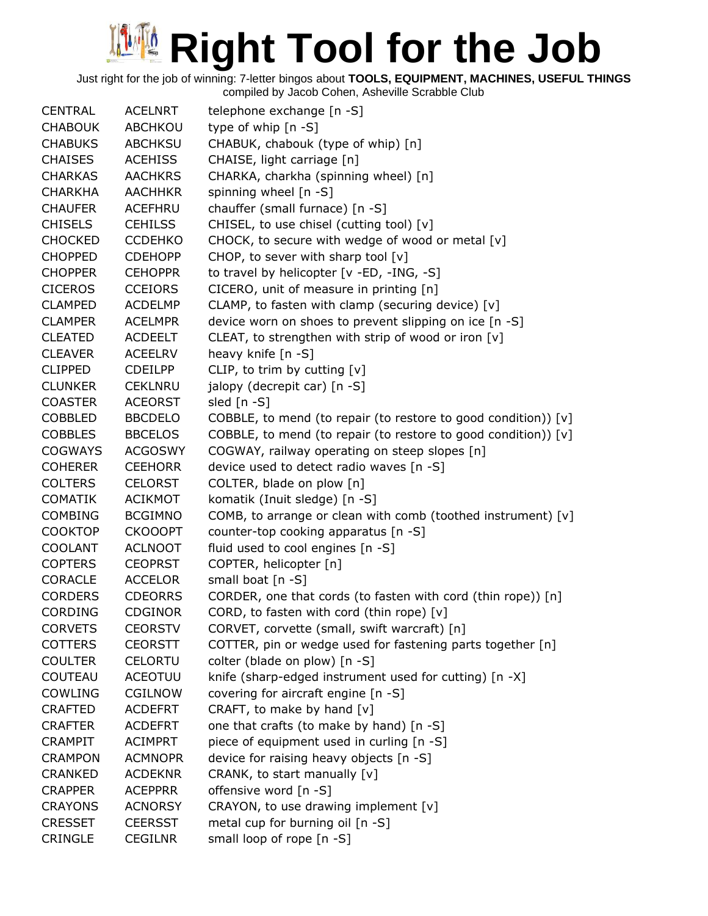# Right Tool for the Job

Just right for the job of winning: 7-letter bingos about **TOOLS, EQUIPMENT, MACHINES, USEFUL THINGS**
compiled by Jacob Cohen, Asheville Scrabble Club

| | | |
|---|---|---|
| CENTRAL | ACELNRT | telephone exchange [n -S] |
| CHABOUK | ABCHKOU | type of whip [n -S] |
| CHABUKS | ABCHKSU | CHABUK, chabouk (type of whip) [n] |
| CHAISES | ACEHISS | CHAISE, light carriage [n] |
| CHARKAS | AACHKRS | CHARKA, charkha (spinning wheel) [n] |
| CHARKHA | AACHHKR | spinning wheel [n -S] |
| CHAUFER | ACEFHRU | chauffer (small furnace) [n -S] |
| CHISELS | CEHILSS | CHISEL, to use chisel (cutting tool) [v] |
| CHOCKED | CCDEHKO | CHOCK, to secure with wedge of wood or metal [v] |
| CHOPPED | CDEHOPP | CHOP, to sever with sharp tool [v] |
| CHOPPER | CEHOPPR | to travel by helicopter [v -ED, -ING, -S] |
| CICEROS | CCEIORS | CICERO, unit of measure in printing [n] |
| CLAMPED | ACDELMP | CLAMP, to fasten with clamp (securing device) [v] |
| CLAMPER | ACELMPR | device worn on shoes to prevent slipping on ice [n -S] |
| CLEATED | ACDEELT | CLEAT, to strengthen with strip of wood or iron [v] |
| CLEAVER | ACEELRV | heavy knife [n -S] |
| CLIPPED | CDEILPP | CLIP, to trim by cutting [v] |
| CLUNKER | CEKLNRU | jalopy (decrepit car) [n -S] |
| COASTER | ACEORST | sled [n -S] |
| COBBLED | BBCDELO | COBBLE, to mend (to repair (to restore to good condition)) [v] |
| COBBLES | BBCELOS | COBBLE, to mend (to repair (to restore to good condition)) [v] |
| COGWAYS | ACGOSWY | COGWAY, railway operating on steep slopes [n] |
| COHERER | CEEHORR | device used to detect radio waves [n -S] |
| COLTERS | CELORST | COLTER, blade on plow [n] |
| COMATIK | ACIKMOT | komatik (Inuit sledge) [n -S] |
| COMBING | BCGIMNO | COMB, to arrange or clean with comb (toothed instrument) [v] |
| COOKTOP | CKOOOPT | counter-top cooking apparatus [n -S] |
| COOLANT | ACLNOOT | fluid used to cool engines [n -S] |
| COPTERS | CEOPRST | COPTER, helicopter [n] |
| CORACLE | ACCELOR | small boat [n -S] |
| CORDERS | CDEORRS | CORDER, one that cords (to fasten with cord (thin rope)) [n] |
| CORDING | CDGINOR | CORD, to fasten with cord (thin rope) [v] |
| CORVETS | CEORSTV | CORVET, corvette (small, swift warcraft) [n] |
| COTTERS | CEORSTT | COTTER, pin or wedge used for fastening parts together [n] |
| COULTER | CELORTU | colter (blade on plow) [n -S] |
| COUTEAU | ACEOTUU | knife (sharp-edged instrument used for cutting) [n -X] |
| COWLING | CGILNOW | covering for aircraft engine [n -S] |
| CRAFTED | ACDEFRT | CRAFT, to make by hand [v] |
| CRAFTER | ACDEFRT | one that crafts (to make by hand) [n -S] |
| CRAMPIT | ACIMPRT | piece of equipment used in curling [n -S] |
| CRAMPON | ACMNOPR | device for raising heavy objects [n -S] |
| CRANKED | ACDEKNR | CRANK, to start manually [v] |
| CRAPPER | ACEPPRR | offensive word [n -S] |
| CRAYONS | ACNORSY | CRAYON, to use drawing implement [v] |
| CRESSET | CEERSST | metal cup for burning oil [n -S] |
| CRINGLE | CEGILNR | small loop of rope [n -S] |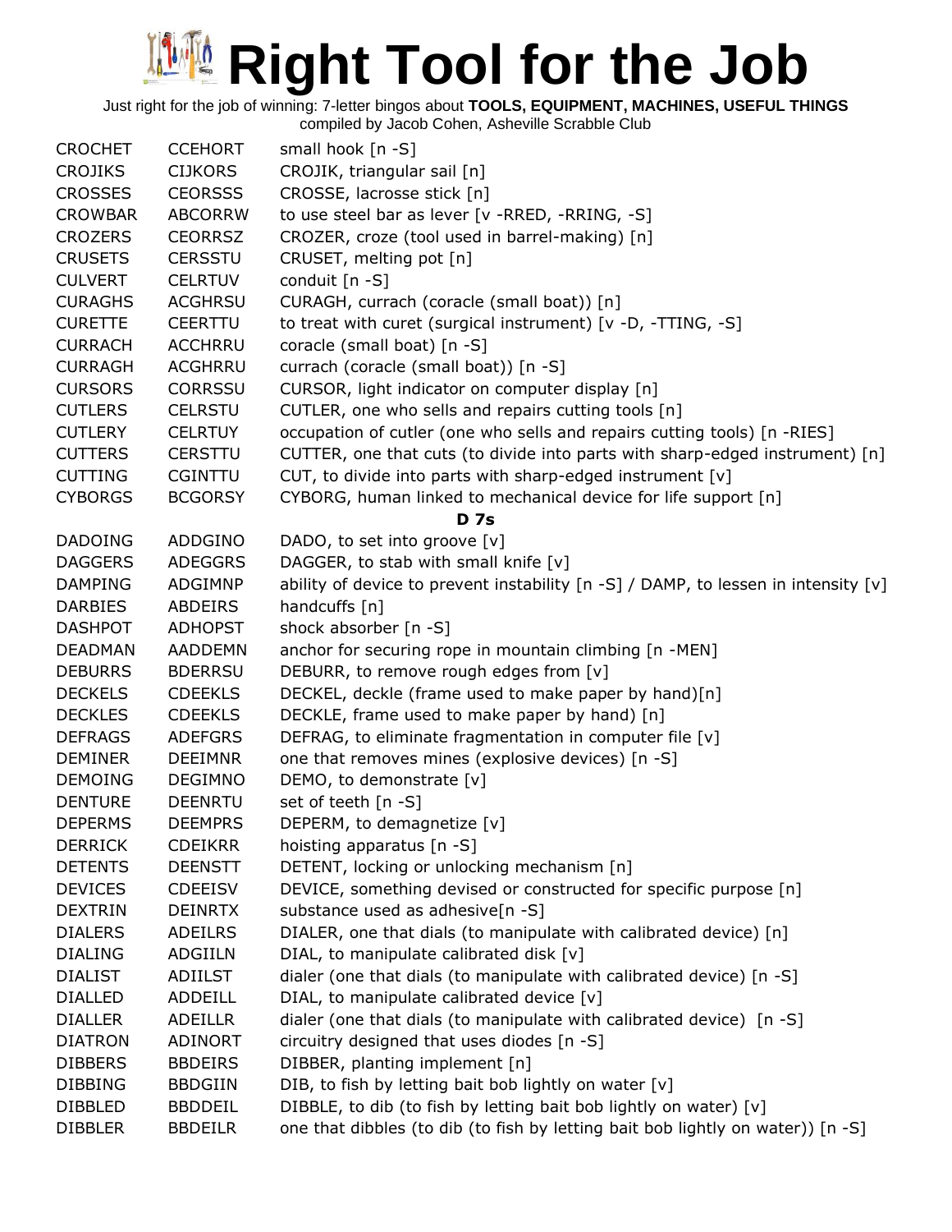# Right Tool for the Job

Just right for the job of winning: 7-letter bingos about **TOOLS, EQUIPMENT, MACHINES, USEFUL THINGS**
compiled by Jacob Cohen, Asheville Scrabble Club

| | | |
|---|---|---|
| CROCHET | CCEHORT | small hook [n -S] |
| CROJIKS | CIJKORS | CROJIK, triangular sail [n] |
| CROSSES | CEORSSS | CROSSE, lacrosse stick [n] |
| CROWBAR | ABCORRW | to use steel bar as lever [v -RRED, -RRING, -S] |
| CROZERS | CEORRSZ | CROZER, croze (tool used in barrel-making) [n] |
| CRUSETS | CERSSTU | CRUSET, melting pot [n] |
| CULVERT | CELRTUV | conduit [n -S] |
| CURAGHS | ACGHRSU | CURAGH, currach (coracle (small boat)) [n] |
| CURETTE | CEERTTU | to treat with curet (surgical instrument) [v -D, -TTING, -S] |
| CURRACH | ACCHRRU | coracle (small boat) [n -S] |
| CURRAGH | ACGHRRU | currach (coracle (small boat)) [n -S] |
| CURSORS | CORRSSU | CURSOR, light indicator on computer display [n] |
| CUTLERS | CELRSTU | CUTLER, one who sells and repairs cutting tools [n] |
| CUTLERY | CELRTUY | occupation of cutler (one who sells and repairs cutting tools) [n -RIES] |
| CUTTERS | CERSTTU | CUTTER, one that cuts (to divide into parts with sharp-edged instrument) [n] |
| CUTTING | CGINTTU | CUT, to divide into parts with sharp-edged instrument [v] |
| CYBORGS | BCGORSY | CYBORG, human linked to mechanical device for life support [n] |

**D 7s**

| | | |
|---|---|---|
| DADOING | ADDGINO | DADO, to set into groove [v] |
| DAGGERS | ADEGGRS | DAGGER, to stab with small knife [v] |
| DAMPING | ADGIMNP | ability of device to prevent instability [n -S] / DAMP, to lessen in intensity [v] |
| DARBIES | ABDEIRS | handcuffs [n] |
| DASHPOT | ADHOPST | shock absorber [n -S] |
| DEADMAN | AADDEMN | anchor for securing rope in mountain climbing [n -MEN] |
| DEBURRS | BDERRSU | DEBURR, to remove rough edges from [v] |
| DECKELS | CDEEKLS | DECKEL, deckle (frame used to make paper by hand)[n] |
| DECKLES | CDEEKLS | DECKLE, frame used to make paper by hand) [n] |
| DEFRAGS | ADEFGRS | DEFRAG, to eliminate fragmentation in computer file [v] |
| DEMINER | DEEIMNR | one that removes mines (explosive devices) [n -S] |
| DEMOING | DEGIMNO | DEMO, to demonstrate [v] |
| DENTURE | DEENRTU | set of teeth [n -S] |
| DEPERMS | DEEMPRS | DEPERM, to demagnetize [v] |
| DERRICK | CDEIKRR | hoisting apparatus [n -S] |
| DETENTS | DEENSTT | DETENT, locking or unlocking mechanism [n] |
| DEVICES | CDEEISV | DEVICE, something devised or constructed for specific purpose [n] |
| DEXTRIN | DEINRTX | substance used as adhesive[n -S] |
| DIALERS | ADEILRS | DIALER, one that dials (to manipulate with calibrated device) [n] |
| DIALING | ADGIILN | DIAL, to manipulate calibrated disk [v] |
| DIALIST | ADIILST | dialer (one that dials (to manipulate with calibrated device) [n -S] |
| DIALLED | ADDEILL | DIAL, to manipulate calibrated device [v] |
| DIALLER | ADEILLR | dialer (one that dials (to manipulate with calibrated device) [n -S] |
| DIATRON | ADINORT | circuitry designed that uses diodes [n -S] |
| DIBBERS | BBDEIRS | DIBBER, planting implement [n] |
| DIBBING | BBDGIIN | DIB, to fish by letting bait bob lightly on water [v] |
| DIBBLED | BBDDEIL | DIBBLE, to dib (to fish by letting bait bob lightly on water) [v] |
| DIBBLER | BBDEILR | one that dibbles (to dib (to fish by letting bait bob lightly on water)) [n -S] |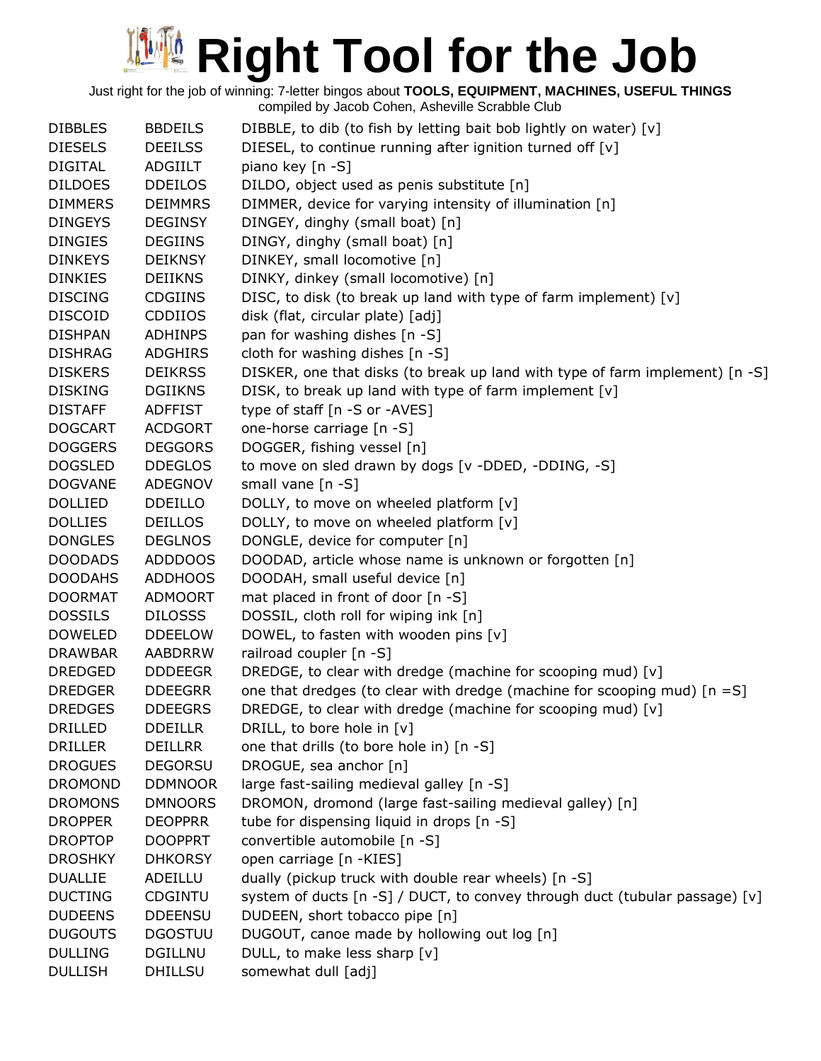# Right Tool for the Job

Just right for the job of winning: 7-letter bingos about **TOOLS, EQUIPMENT, MACHINES, USEFUL THINGS**
compiled by Jacob Cohen, Asheville Scrabble Club

| | | |
|---|---|---|
| DIBBLES | BBDEILS | DIBBLE, to dib (to fish by letting bait bob lightly on water) [v] |
| DIESELS | DEEILSS | DIESEL, to continue running after ignition turned off [v] |
| DIGITAL | ADGIILT | piano key [n -S] |
| DILDOES | DDEILOS | DILDO, object used as penis substitute [n] |
| DIMMERS | DEIMMRS | DIMMER, device for varying intensity of illumination [n] |
| DINGEYS | DEGINSY | DINGEY, dinghy (small boat) [n] |
| DINGIES | DEGIINS | DINGY, dinghy (small boat) [n] |
| DINKEYS | DEIKNSY | DINKEY, small locomotive [n] |
| DINKIES | DEIIKNS | DINKY, dinkey (small locomotive) [n] |
| DISCING | CDGIINS | DISC, to disk (to break up land with type of farm implement) [v] |
| DISCOID | CDDIIOS | disk (flat, circular plate) [adj] |
| DISHPAN | ADHINPS | pan for washing dishes [n -S] |
| DISHRAG | ADGHIRS | cloth for washing dishes [n -S] |
| DISKERS | DEIKRSS | DISKER, one that disks (to break up land with type of farm implement) [n -S] |
| DISKING | DGIIKNS | DISK, to break up land with type of farm implement [v] |
| DISTAFF | ADFFIST | type of staff [n -S or -AVES] |
| DOGCART | ACDGORT | one-horse carriage [n -S] |
| DOGGERS | DEGGORS | DOGGER, fishing vessel [n] |
| DOGSLED | DDEGLOS | to move on sled drawn by dogs [v -DDED, -DDING, -S] |
| DOGVANE | ADEGNOV | small vane [n -S] |
| DOLLIED | DDEILLO | DOLLY, to move on wheeled platform [v] |
| DOLLIES | DEILLOS | DOLLY, to move on wheeled platform [v] |
| DONGLES | DEGLNOS | DONGLE, device for computer [n] |
| DOODADS | ADDDOOS | DOODAD, article whose name is unknown or forgotten [n] |
| DOODAHS | ADDHOOS | DOODAH, small useful device [n] |
| DOORMAT | ADMOORT | mat placed in front of door [n -S] |
| DOSSILS | DILOSSS | DOSSIL, cloth roll for wiping ink [n] |
| DOWELED | DDEELOW | DOWEL, to fasten with wooden pins [v] |
| DRAWBAR | AABDRRW | railroad coupler [n -S] |
| DREDGED | DDDEEGR | DREDGE, to clear with dredge (machine for scooping mud) [v] |
| DREDGER | DDEEGRR | one that dredges (to clear with dredge (machine for scooping mud) [n =S] |
| DREDGES | DDEEGRS | DREDGE, to clear with dredge (machine for scooping mud) [v] |
| DRILLED | DDEILLR | DRILL, to bore hole in [v] |
| DRILLER | DEILLRR | one that drills (to bore hole in) [n -S] |
| DROGUES | DEGORSU | DROGUE, sea anchor [n] |
| DROMOND | DDMNOOR | large fast-sailing medieval galley [n -S] |
| DROMONS | DMNOORS | DROMON, dromond (large fast-sailing medieval galley) [n] |
| DROPPER | DEOPPRR | tube for dispensing liquid in drops [n -S] |
| DROPTOP | DOOPPRT | convertible automobile [n -S] |
| DROSHKY | DHKORSY | open carriage [n -KIES] |
| DUALLIE | ADEILLU | dually (pickup truck with double rear wheels) [n -S] |
| DUCTING | CDGINTU | system of ducts [n -S] / DUCT, to convey through duct (tubular passage) [v] |
| DUDEENS | DDEENSU | DUDEEN, short tobacco pipe [n] |
| DUGOUTS | DGOSTUU | DUGOUT, canoe made by hollowing out log [n] |
| DULLING | DGILLNU | DULL, to make less sharp [v] |
| DULLISH | DHILLSU | somewhat dull [adj] |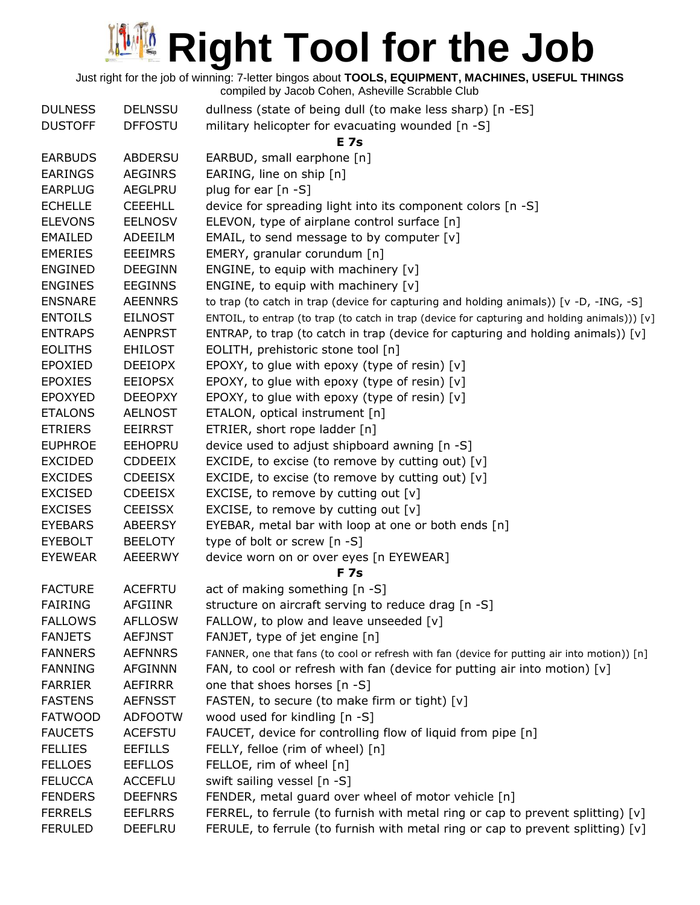# Right Tool for the Job

Just right for the job of winning: 7-letter bingos about **TOOLS, EQUIPMENT, MACHINES, USEFUL THINGS**
compiled by Jacob Cohen, Asheville Scrabble Club

| | | |
|---|---|---|
| DULNESS | DELNSSU | dullness (state of being dull (to make less sharp) [n -ES] |
| DUSTOFF | DFFOSTU | military helicopter for evacuating wounded [n -S] |
| | | **E 7s** |
| EARBUDS | ABDERSU | EARBUD, small earphone [n] |
| EARINGS | AEGINRS | EARING, line on ship [n] |
| EARPLUG | AEGLPRU | plug for ear [n -S] |
| ECHELLE | CEEEHLL | device for spreading light into its component colors [n -S] |
| ELEVONS | EELNOSV | ELEVON, type of airplane control surface [n] |
| EMAILED | ADEEILM | EMAIL, to send message to by computer [v] |
| EMERIES | EEEIMRS | EMERY, granular corundum [n] |
| ENGINED | DEEGINN | ENGINE, to equip with machinery [v] |
| ENGINES | EEGINNS | ENGINE, to equip with machinery [v] |
| ENSNARE | AEENNRS | to trap (to catch in trap (device for capturing and holding animals)) [v -D, -ING, -S] |
| ENTOILS | EILNOST | ENTOIL, to entrap (to trap (to catch in trap (device for capturing and holding animals))) [v] |
| ENTRAPS | AENPRST | ENTRAP, to trap (to catch in trap (device for capturing and holding animals)) [v] |
| EOLITHS | EHILOST | EOLITH, prehistoric stone tool [n] |
| EPOXIED | DEEIOPX | EPOXY, to glue with epoxy (type of resin) [v] |
| EPOXIES | EEIOPSX | EPOXY, to glue with epoxy (type of resin) [v] |
| EPOXYED | DEEOPXY | EPOXY, to glue with epoxy (type of resin) [v] |
| ETALONS | AELNOST | ETALON, optical instrument [n] |
| ETRIERS | EEIRRST | ETRIER, short rope ladder [n] |
| EUPHROE | EEHOPRU | device used to adjust shipboard awning [n -S] |
| EXCIDED | CDDEEIX | EXCIDE, to excise (to remove by cutting out) [v] |
| EXCIDES | CDEEISX | EXCIDE, to excise (to remove by cutting out) [v] |
| EXCISED | CDEEISX | EXCISE, to remove by cutting out [v] |
| EXCISES | CEEISSX | EXCISE, to remove by cutting out [v] |
| EYEBARS | ABEERSY | EYEBAR, metal bar with loop at one or both ends [n] |
| EYEBOLT | BEELOTY | type of bolt or screw [n -S] |
| EYEWEAR | AEEERWY | device worn on or over eyes [n EYEWEAR] |
| | | **F 7s** |
| FACTURE | ACEFRTU | act of making something [n -S] |
| FAIRING | AFGIINR | structure on aircraft serving to reduce drag [n -S] |
| FALLOWS | AFLLOSW | FALLOW, to plow and leave unseeded [v] |
| FANJETS | AEFJNST | FANJET, type of jet engine [n] |
| FANNERS | AEFNNRS | FANNER, one that fans (to cool or refresh with fan (device for putting air into motion)) [n] |
| FANNING | AFGINNN | FAN, to cool or refresh with fan (device for putting air into motion) [v] |
| FARRIER | AEFIRRR | one that shoes horses [n -S] |
| FASTENS | AEFNSST | FASTEN, to secure (to make firm or tight) [v] |
| FATWOOD | ADFOOTW | wood used for kindling [n -S] |
| FAUCETS | ACEFSTU | FAUCET, device for controlling flow of liquid from pipe [n] |
| FELLIES | EEFILLS | FELLY, felloe (rim of wheel) [n] |
| FELLOES | EEFLLOS | FELLOE, rim of wheel [n] |
| FELUCCA | ACCEFLU | swift sailing vessel [n -S] |
| FENDERS | DEEFNRS | FENDER, metal guard over wheel of motor vehicle [n] |
| FERRELS | EEFLRRS | FERREL, to ferrule (to furnish with metal ring or cap to prevent splitting) [v] |
| FERULED | DEEFLRU | FERULE, to ferrule (to furnish with metal ring or cap to prevent splitting) [v] |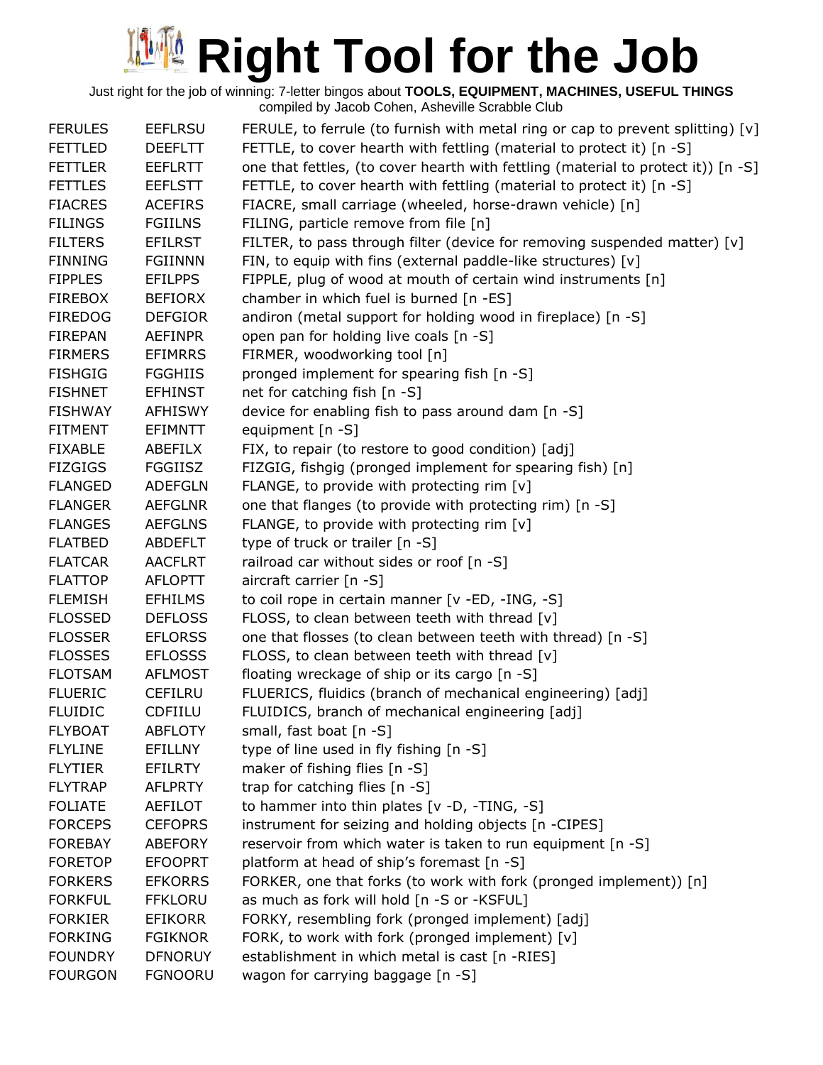# Right Tool for the Job

Just right for the job of winning: 7-letter bingos about **TOOLS, EQUIPMENT, MACHINES, USEFUL THINGS**
compiled by Jacob Cohen, Asheville Scrabble Club

| | | |
|---|---|---|
| FERULES | EEFLRSU | FERULE, to ferrule (to furnish with metal ring or cap to prevent splitting) [v] |
| FETTLED | DEEFLTT | FETTLE, to cover hearth with fettling (material to protect it) [n -S] |
| FETTLER | EEFLRTT | one that fettles, (to cover hearth with fettling (material to protect it)) [n -S] |
| FETTLES | EEFLSTT | FETTLE, to cover hearth with fettling (material to protect it) [n -S] |
| FIACRES | ACEFIRS | FIACRE, small carriage (wheeled, horse-drawn vehicle) [n] |
| FILINGS | FGIILNS | FILING, particle remove from file [n] |
| FILTERS | EFILRST | FILTER, to pass through filter (device for removing suspended matter) [v] |
| FINNING | FGIINNN | FIN, to equip with fins (external paddle-like structures) [v] |
| FIPPLES | EFILPPS | FIPPLE, plug of wood at mouth of certain wind instruments [n] |
| FIREBOX | BEFIORX | chamber in which fuel is burned [n -ES] |
| FIREDOG | DEFGIOR | andiron (metal support for holding wood in fireplace) [n -S] |
| FIREPAN | AEFINPR | open pan for holding live coals [n -S] |
| FIRMERS | EFIMRRS | FIRMER, woodworking tool [n] |
| FISHGIG | FGGHIIS | pronged implement for spearing fish [n -S] |
| FISHNET | EFHINST | net for catching fish [n -S] |
| FISHWAY | AFHISWY | device for enabling fish to pass around dam [n -S] |
| FITMENT | EFIMNTT | equipment [n -S] |
| FIXABLE | ABEFILX | FIX, to repair (to restore to good condition) [adj] |
| FIZGIGS | FGGIISZ | FIZGIG, fishgig (pronged implement for spearing fish) [n] |
| FLANGED | ADEFGLN | FLANGE, to provide with protecting rim [v] |
| FLANGER | AEFGLNR | one that flanges (to provide with protecting rim) [n -S] |
| FLANGES | AEFGLNS | FLANGE, to provide with protecting rim [v] |
| FLATBED | ABDEFLT | type of truck or trailer [n -S] |
| FLATCAR | AACFLRT | railroad car without sides or roof [n -S] |
| FLATTOP | AFLOPTT | aircraft carrier [n -S] |
| FLEMISH | EFHILMS | to coil rope in certain manner [v -ED, -ING, -S] |
| FLOSSED | DEFLOSS | FLOSS, to clean between teeth with thread [v] |
| FLOSSER | EFLORSS | one that flosses (to clean between teeth with thread) [n -S] |
| FLOSSES | EFLOSSS | FLOSS, to clean between teeth with thread [v] |
| FLOTSAM | AFLMOST | floating wreckage of ship or its cargo [n -S] |
| FLUERIC | CEFILRU | FLUERICS, fluidics (branch of mechanical engineering) [adj] |
| FLUIDIC | CDFIILU | FLUIDICS, branch of mechanical engineering [adj] |
| FLYBOAT | ABFLOTY | small, fast boat [n -S] |
| FLYLINE | EFILLNY | type of line used in fly fishing [n -S] |
| FLYTIER | EFILRTY | maker of fishing flies [n -S] |
| FLYTRAP | AFLPRTY | trap for catching flies [n -S] |
| FOLIATE | AEFILOT | to hammer into thin plates [v -D, -TING, -S] |
| FORCEPS | CEFOPRS | instrument for seizing and holding objects [n -CIPES] |
| FOREBAY | ABEFORY | reservoir from which water is taken to run equipment [n -S] |
| FORETOP | EFOOPRT | platform at head of ship's foremast [n -S] |
| FORKERS | EFKORRS | FORKER, one that forks (to work with fork (pronged implement)) [n] |
| FORKFUL | FFKLORU | as much as fork will hold [n -S or -KSFUL] |
| FORKIER | EFIKORR | FORKY, resembling fork (pronged implement) [adj] |
| FORKING | FGIKNOR | FORK, to work with fork (pronged implement) [v] |
| FOUNDRY | DFNORUY | establishment in which metal is cast [n -RIES] |
| FOURGON | FGNOORU | wagon for carrying baggage [n -S] |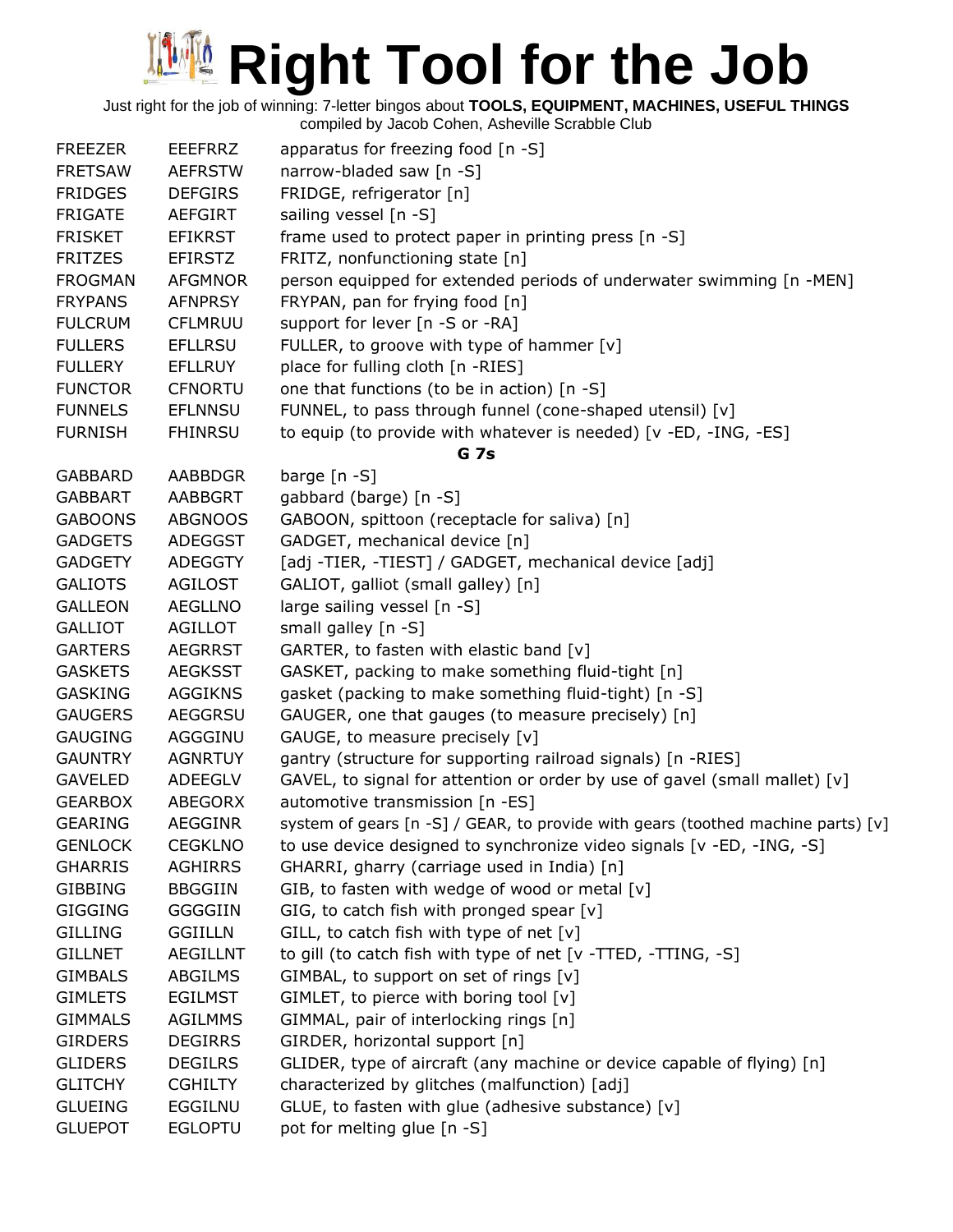# Right Tool for the Job

Just right for the job of winning: 7-letter bingos about **TOOLS, EQUIPMENT, MACHINES, USEFUL THINGS**
compiled by Jacob Cohen, Asheville Scrabble Club

| | | |
|---|---|---|
| FREEZER | EEEFRRZ | apparatus for freezing food [n -S] |
| FRETSAW | AEFRSTW | narrow-bladed saw [n -S] |
| FRIDGES | DEFGIRS | FRIDGE, refrigerator [n] |
| FRIGATE | AEFGIRT | sailing vessel [n -S] |
| FRISKET | EFIKRST | frame used to protect paper in printing press [n -S] |
| FRITZES | EFIRSTZ | FRITZ, nonfunctioning state [n] |
| FROGMAN | AFGMNOR | person equipped for extended periods of underwater swimming [n -MEN] |
| FRYPANS | AFNPRSY | FRYPAN, pan for frying food [n] |
| FULCRUM | CFLMRUU | support for lever [n -S or -RA] |
| FULLERS | EFLLRSU | FULLER, to groove with type of hammer [v] |
| FULLERY | EFLLRUY | place for fulling cloth [n -RIES] |
| FUNCTOR | CFNORTU | one that functions (to be in action) [n -S] |
| FUNNELS | EFLNNSU | FUNNEL, to pass through funnel (cone-shaped utensil) [v] |
| FURNISH | FHINRSU | to equip (to provide with whatever is needed) [v -ED, -ING, -ES] |
| | | **G 7s** |
| GABBARD | AABBDGR | barge [n -S] |
| GABBART | AABBGRT | gabbard (barge) [n -S] |
| GABOONS | ABGNOOS | GABOON, spittoon (receptacle for saliva) [n] |
| GADGETS | ADEGGST | GADGET, mechanical device [n] |
| GADGETY | ADEGGTY | [adj -TIER, -TIEST] / GADGET, mechanical device [adj] |
| GALIOTS | AGILOST | GALIOT, galliot (small galley) [n] |
| GALLEON | AEGLLNO | large sailing vessel [n -S] |
| GALLIOT | AGILLOT | small galley [n -S] |
| GARTERS | AEGRRST | GARTER, to fasten with elastic band [v] |
| GASKETS | AEGKSST | GASKET, packing to make something fluid-tight [n] |
| GASKING | AGGIKNS | gasket (packing to make something fluid-tight) [n -S] |
| GAUGERS | AEGGRSU | GAUGER, one that gauges (to measure precisely) [n] |
| GAUGING | AGGGINU | GAUGE, to measure precisely [v] |
| GAUNTRY | AGNRTUY | gantry (structure for supporting railroad signals) [n -RIES] |
| GAVELED | ADEEGLV | GAVEL, to signal for attention or order by use of gavel (small mallet) [v] |
| GEARBOX | ABEGORX | automotive transmission [n -ES] |
| GEARING | AEGGINR | system of gears [n -S] / GEAR, to provide with gears (toothed machine parts) [v] |
| GENLOCK | CEGKLNO | to use device designed to synchronize video signals [v -ED, -ING, -S] |
| GHARRIS | AGHIRRS | GHARRI, gharry (carriage used in India) [n] |
| GIBBING | BBGGIIN | GIB, to fasten with wedge of wood or metal [v] |
| GIGGING | GGGGIIN | GIG, to catch fish with pronged spear [v] |
| GILLING | GGIILLN | GILL, to catch fish with type of net [v] |
| GILLNET | AEGILLNT | to gill (to catch fish with type of net [v -TTED, -TTING, -S] |
| GIMBALS | ABGILMS | GIMBAL, to support on set of rings [v] |
| GIMLETS | EGILMST | GIMLET, to pierce with boring tool [v] |
| GIMMALS | AGILMMS | GIMMAL, pair of interlocking rings [n] |
| GIRDERS | DEGIRRS | GIRDER, horizontal support [n] |
| GLIDERS | DEGILRS | GLIDER, type of aircraft (any machine or device capable of flying) [n] |
| GLITCHY | CGHILTY | characterized by glitches (malfunction) [adj] |
| GLUEING | EGGILNU | GLUE, to fasten with glue (adhesive substance) [v] |
| GLUEPOT | EGLOPTU | pot for melting glue [n -S] |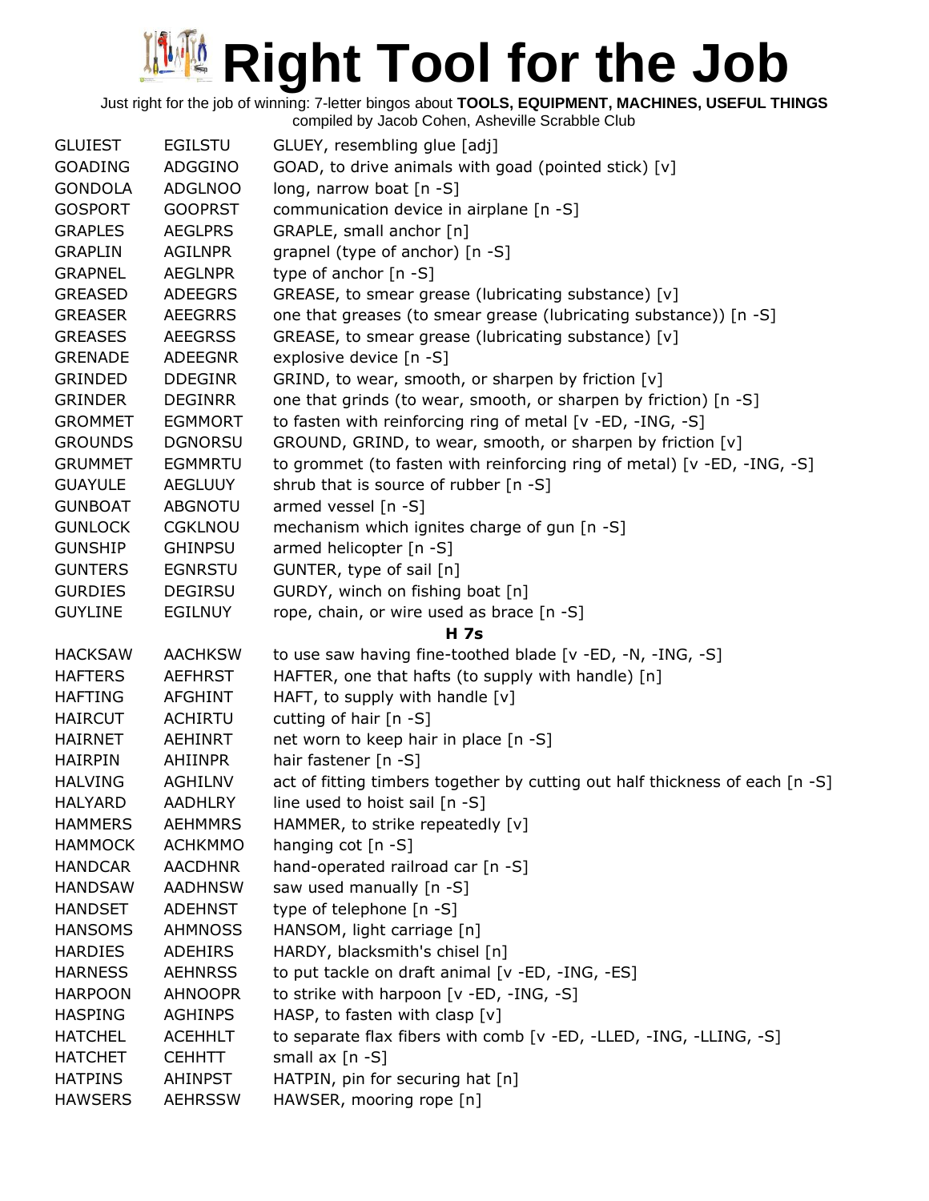# Right Tool for the Job

Just right for the job of winning: 7-letter bingos about **TOOLS, EQUIPMENT, MACHINES, USEFUL THINGS**
compiled by Jacob Cohen, Asheville Scrabble Club

| | | |
|---|---|---|
| GLUIEST | EGILSTU | GLUEY, resembling glue [adj] |
| GOADING | ADGGINO | GOAD, to drive animals with goad (pointed stick) [v] |
| GONDOLA | ADGLNOO | long, narrow boat [n -S] |
| GOSPORT | GOOPRST | communication device in airplane [n -S] |
| GRAPLES | AEGLPRS | GRAPLE, small anchor [n] |
| GRAPLIN | AGILNPR | grapnel (type of anchor) [n -S] |
| GRAPNEL | AEGLNPR | type of anchor [n -S] |
| GREASED | ADEEGRS | GREASE, to smear grease (lubricating substance) [v] |
| GREASER | AEEGRRS | one that greases (to smear grease (lubricating substance)) [n -S] |
| GREASES | AEEGRSS | GREASE, to smear grease (lubricating substance) [v] |
| GRENADE | ADEEGNR | explosive device [n -S] |
| GRINDED | DDEGINR | GRIND, to wear, smooth, or sharpen by friction [v] |
| GRINDER | DEGINRR | one that grinds (to wear, smooth, or sharpen by friction) [n -S] |
| GROMMET | EGMMORT | to fasten with reinforcing ring of metal [v -ED, -ING, -S] |
| GROUNDS | DGNORSU | GROUND, GRIND, to wear, smooth, or sharpen by friction [v] |
| GRUMMET | EGMMRTU | to grommet (to fasten with reinforcing ring of metal) [v -ED, -ING, -S] |
| GUAYULE | AEGLUUY | shrub that is source of rubber [n -S] |
| GUNBOAT | ABGNOTU | armed vessel [n -S] |
| GUNLOCK | CGKLNOU | mechanism which ignites charge of gun [n -S] |
| GUNSHIP | GHINPSU | armed helicopter [n -S] |
| GUNTERS | EGNRSTU | GUNTER, type of sail [n] |
| GURDIES | DEGIRSU | GURDY, winch on fishing boat [n] |
| GUYLINE | EGILNUY | rope, chain, or wire used as brace [n -S] |
| | | **H 7s** |
| HACKSAW | AACHKSW | to use saw having fine-toothed blade [v -ED, -N, -ING, -S] |
| HAFTERS | AEFHRST | HAFTER, one that hafts (to supply with handle) [n] |
| HAFTING | AFGHINT | HAFT, to supply with handle [v] |
| HAIRCUT | ACHIRTU | cutting of hair [n -S] |
| HAIRNET | AEHINRT | net worn to keep hair in place [n -S] |
| HAIRPIN | AHIINPR | hair fastener [n -S] |
| HALVING | AGHILNV | act of fitting timbers together by cutting out half thickness of each [n -S] |
| HALYARD | AADHLRY | line used to hoist sail [n -S] |
| HAMMERS | AEHMMRS | HAMMER, to strike repeatedly [v] |
| HAMMOCK | ACHKMMO | hanging cot [n -S] |
| HANDCAR | AACDHNR | hand-operated railroad car [n -S] |
| HANDSAW | AADHNSW | saw used manually [n -S] |
| HANDSET | ADEHNST | type of telephone [n -S] |
| HANSOMS | AHMNOSS | HANSOM, light carriage [n] |
| HARDIES | ADEHIRS | HARDY, blacksmith's chisel [n] |
| HARNESS | AEHNRSS | to put tackle on draft animal [v -ED, -ING, -ES] |
| HARPOON | AHNOOPR | to strike with harpoon [v -ED, -ING, -S] |
| HASPING | AGHINPS | HASP, to fasten with clasp [v] |
| HATCHEL | ACEHHLT | to separate flax fibers with comb [v -ED, -LLED, -ING, -LLING, -S] |
| HATCHET | CEHHTT | small ax [n -S] |
| HATPINS | AHINPST | HATPIN, pin for securing hat [n] |
| HAWSERS | AEHRSSW | HAWSER, mooring rope [n] |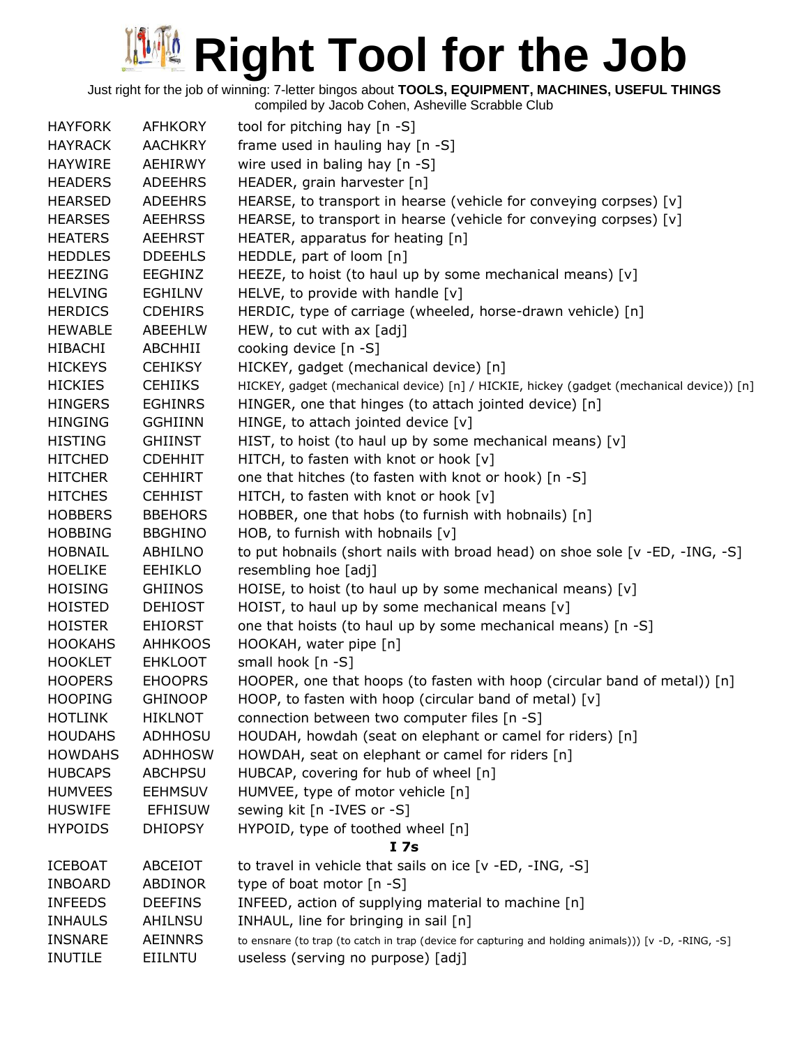# Right Tool for the Job

Just right for the job of winning: 7-letter bingos about **TOOLS, EQUIPMENT, MACHINES, USEFUL THINGS**
compiled by Jacob Cohen, Asheville Scrabble Club

| | | |
|---|---|---|
| HAYFORK | AFHKORY | tool for pitching hay [n -S] |
| HAYRACK | AACHKRY | frame used in hauling hay [n -S] |
| HAYWIRE | AEHIRWY | wire used in baling hay [n -S] |
| HEADERS | ADEEHRS | HEADER, grain harvester [n] |
| HEARSED | ADEEHRS | HEARSE, to transport in hearse (vehicle for conveying corpses) [v] |
| HEARSES | AEEHRSS | HEARSE, to transport in hearse (vehicle for conveying corpses) [v] |
| HEATERS | AEEHRST | HEATER, apparatus for heating [n] |
| HEDDLES | DDEEHLS | HEDDLE, part of loom [n] |
| HEEZING | EEGHINZ | HEEZE, to hoist (to haul up by some mechanical means) [v] |
| HELVING | EGHILNV | HELVE, to provide with handle [v] |
| HERDICS | CDEHIRS | HERDIC, type of carriage (wheeled, horse-drawn vehicle) [n] |
| HEWABLE | ABEEHLW | HEW, to cut with ax [adj] |
| HIBACHI | ABCHHII | cooking device [n -S] |
| HICKEYS | CEHIKSY | HICKEY, gadget (mechanical device) [n] |
| HICKIES | CEHIIKS | HICKEY, gadget (mechanical device) [n] / HICKIE, hickey (gadget (mechanical device)) [n] |
| HINGERS | EGHINRS | HINGER, one that hinges (to attach jointed device) [n] |
| HINGING | GGHIINN | HINGE, to attach jointed device [v] |
| HISTING | GHIINST | HIST, to hoist (to haul up by some mechanical means) [v] |
| HITCHED | CDEHHIT | HITCH, to fasten with knot or hook [v] |
| HITCHER | CEHHIRT | one that hitches (to fasten with knot or hook) [n -S] |
| HITCHES | CEHHIST | HITCH, to fasten with knot or hook [v] |
| HOBBERS | BBEHORS | HOBBER, one that hobs (to furnish with hobnails) [n] |
| HOBBING | BBGHINO | HOB, to furnish with hobnails [v] |
| HOBNAIL | ABHILNO | to put hobnails (short nails with broad head) on shoe sole [v -ED, -ING, -S] |
| HOELIKE | EEHIKLO | resembling hoe [adj] |
| HOISING | GHIINOS | HOISE, to hoist (to haul up by some mechanical means) [v] |
| HOISTED | DEHIOST | HOIST, to haul up by some mechanical means [v] |
| HOISTER | EHIORST | one that hoists (to haul up by some mechanical means) [n -S] |
| HOOKAHS | AHHKOOS | HOOKAH, water pipe [n] |
| HOOKLET | EHKLOOT | small hook [n -S] |
| HOOPERS | EHOOPRS | HOOPER, one that hoops (to fasten with hoop (circular band of metal)) [n] |
| HOOPING | GHINOOP | HOOP, to fasten with hoop (circular band of metal) [v] |
| HOTLINK | HIKLNOT | connection between two computer files [n -S] |
| HOUDAHS | ADHHOSU | HOUDAH, howdah (seat on elephant or camel for riders) [n] |
| HOWDAHS | ADHHOSW | HOWDAH, seat on elephant or camel for riders [n] |
| HUBCAPS | ABCHPSU | HUBCAP, covering for hub of wheel [n] |
| HUMVEES | EEHMSUV | HUMVEE, type of motor vehicle [n] |
| HUSWIFE | EFHISUW | sewing kit [n -IVES or -S] |
| HYPOIDS | DHIOPSY | HYPOID, type of toothed wheel [n] |
| | | **I 7s** |
| ICEBOAT | ABCEIOT | to travel in vehicle that sails on ice [v -ED, -ING, -S] |
| INBOARD | ABDINOR | type of boat motor [n -S] |
| INFEEDS | DEEFINS | INFEED, action of supplying material to machine [n] |
| INHAULS | AHILNSU | INHAUL, line for bringing in sail [n] |
| INSNARE | AEINNRS | to ensnare (to trap (to catch in trap (device for capturing and holding animals))) [v -D, -RING, -S] |
| INUTILE | EIILNTU | useless (serving no purpose) [adj] |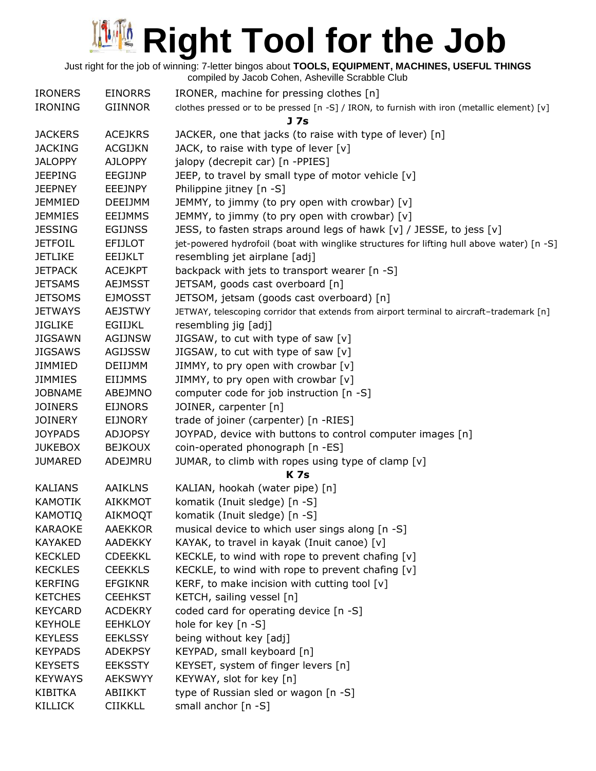# Right Tool for the Job

Just right for the job of winning: 7-letter bingos about **TOOLS, EQUIPMENT, MACHINES, USEFUL THINGS**
compiled by Jacob Cohen, Asheville Scrabble Club

| | | |
|---|---|---|
| IRONERS | EINORRS | IRONER, machine for pressing clothes [n] |
| IRONING | GIINNOR | clothes pressed or to be pressed [n -S] / IRON, to furnish with iron (metallic element) [v] |
| | | **J 7s** |
| JACKERS | ACEJKRS | JACKER, one that jacks (to raise with type of lever) [n] |
| JACKING | ACGIJKN | JACK, to raise with type of lever [v] |
| JALOPPY | AJLOPPY | jalopy (decrepit car) [n -PPIES] |
| JEEPING | EEGIJNP | JEEP, to travel by small type of motor vehicle [v] |
| JEEPNEY | EEEJNPY | Philippine jitney [n -S] |
| JEMMIED | DEEIJMM | JEMMY, to jimmy (to pry open with crowbar) [v] |
| JEMMIES | EEIJMMS | JEMMY, to jimmy (to pry open with crowbar) [v] |
| JESSING | EGIJNSS | JESS, to fasten straps around legs of hawk [v] / JESSE, to jess [v] |
| JETFOIL | EFIJLOT | jet-powered hydrofoil (boat with winglike structures for lifting hull above water) [n -S] |
| JETLIKE | EEIJKLT | resembling jet airplane [adj] |
| JETPACK | ACEJKPT | backpack with jets to transport wearer [n -S] |
| JETSAMS | AEJMSST | JETSAM, goods cast overboard [n] |
| JETSOMS | EJMOSST | JETSOM, jetsam (goods cast overboard) [n] |
| JETWAYS | AEJSTWY | JETWAY, telescoping corridor that extends from airport terminal to aircraft–trademark [n] |
| JIGLIKE | EGIIJKL | resembling jig [adj] |
| JIGSAWN | AGIJNSW | JIGSAW, to cut with type of saw [v] |
| JIGSAWS | AGIJSSW | JIGSAW, to cut with type of saw [v] |
| JIMMIED | DEIIJMM | JIMMY, to pry open with crowbar [v] |
| JIMMIES | EIIJMMS | JIMMY, to pry open with crowbar [v] |
| JOBNAME | ABEJMNO | computer code for job instruction [n -S] |
| JOINERS | EIJNORS | JOINER, carpenter [n] |
| JOINERY | EIJNORY | trade of joiner (carpenter) [n -RIES] |
| JOYPADS | ADJOPSY | JOYPAD, device with buttons to control computer images [n] |
| JUKEBOX | BEJKOUX | coin-operated phonograph [n -ES] |
| JUMARED | ADEJMRU | JUMAR, to climb with ropes using type of clamp [v] |
| | | **K 7s** |
| KALIANS | AAIKLNS | KALIAN, hookah (water pipe) [n] |
| KAMOTIK | AIKKMOT | komatik (Inuit sledge) [n -S] |
| KAMOTIQ | AIKMOQT | komatik (Inuit sledge) [n -S] |
| KARAOKE | AAEKKOR | musical device to which user sings along [n -S] |
| KAYAKED | AADEKKY | KAYAK, to travel in kayak (Inuit canoe) [v] |
| KECKLED | CDEEKKL | KECKLE, to wind with rope to prevent chafing [v] |
| KECKLES | CEEKKLS | KECKLE, to wind with rope to prevent chafing [v] |
| KERFING | EFGIKNR | KERF, to make incision with cutting tool [v] |
| KETCHES | CEEHKST | KETCH, sailing vessel [n] |
| KEYCARD | ACDEKRY | coded card for operating device [n -S] |
| KEYHOLE | EEHKLOY | hole for key [n -S] |
| KEYLESS | EEKLSSY | being without key [adj] |
| KEYPADS | ADEKPSY | KEYPAD, small keyboard [n] |
| KEYSETS | EEKSSTY | KEYSET, system of finger levers [n] |
| KEYWAYS | AEKSWYY | KEYWAY, slot for key [n] |
| KIBITKA | ABIIKKT | type of Russian sled or wagon [n -S] |
| KILLICK | CIIKKLL | small anchor [n -S] |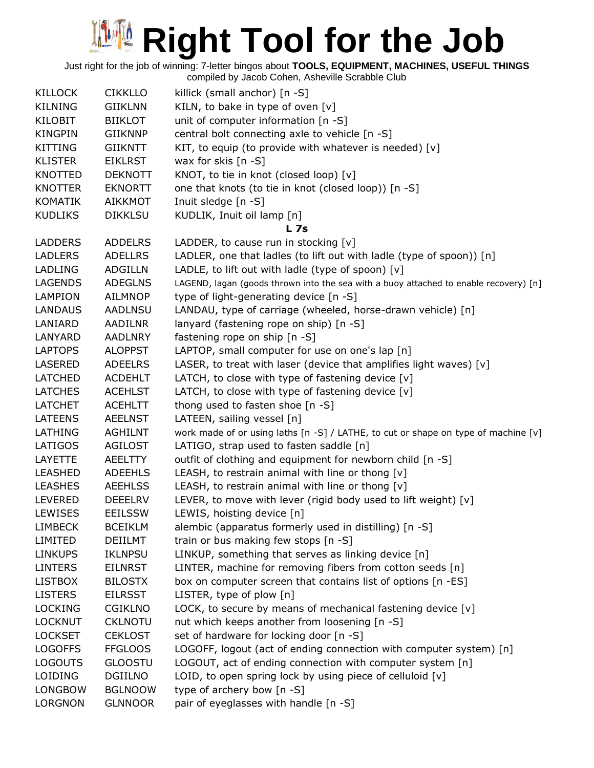# Right Tool for the Job

Just right for the job of winning: 7-letter bingos about **TOOLS, EQUIPMENT, MACHINES, USEFUL THINGS**
compiled by Jacob Cohen, Asheville Scrabble Club

| | | |
|---|---|---|
| KILLOCK | CIKKLLO | killick (small anchor) [n -S] |
| KILNING | GIIKLNN | KILN, to bake in type of oven [v] |
| KILOBIT | BIIKLOT | unit of computer information [n -S] |
| KINGPIN | GIIKNNP | central bolt connecting axle to vehicle [n -S] |
| KITTING | GIIKNTT | KIT, to equip (to provide with whatever is needed) [v] |
| KLISTER | EIKLRST | wax for skis [n -S] |
| KNOTTED | DEKNOTT | KNOT, to tie in knot (closed loop) [v] |
| KNOTTER | EKNORTT | one that knots (to tie in knot (closed loop)) [n -S] |
| KOMATIK | AIKKMOT | Inuit sledge [n -S] |
| KUDLIKS | DIKKLSU | KUDLIK, Inuit oil lamp [n] |
| | | **L 7s** |
| LADDERS | ADDELRS | LADDER, to cause run in stocking [v] |
| LADLERS | ADELLRS | LADLER, one that ladles (to lift out with ladle (type of spoon)) [n] |
| LADLING | ADGILLN | LADLE, to lift out with ladle (type of spoon) [v] |
| LAGENDS | ADEGLNS | LAGEND, lagan (goods thrown into the sea with a buoy attached to enable recovery) [n] |
| LAMPION | AILMNOP | type of light-generating device [n -S] |
| LANDAUS | AADLNSU | LANDAU, type of carriage (wheeled, horse-drawn vehicle) [n] |
| LANIARD | AADILNR | lanyard (fastening rope on ship) [n -S] |
| LANYARD | AADLNRY | fastening rope on ship [n -S] |
| LAPTOPS | ALOPPST | LAPTOP, small computer for use on one's lap [n] |
| LASERED | ADEELRS | LASER, to treat with laser (device that amplifies light waves) [v] |
| LATCHED | ACDEHLT | LATCH, to close with type of fastening device [v] |
| LATCHES | ACEHLST | LATCH, to close with type of fastening device [v] |
| LATCHET | ACEHLTT | thong used to fasten shoe [n -S] |
| LATEENS | AEELNST | LATEEN, sailing vessel [n] |
| LATHING | AGHILNT | work made of or using laths [n -S] / LATHE, to cut or shape on type of machine [v] |
| LATIGOS | AGILOST | LATIGO, strap used to fasten saddle [n] |
| LAYETTE | AEELTTY | outfit of clothing and equipment for newborn child [n -S] |
| LEASHED | ADEEHLS | LEASH, to restrain animal with line or thong [v] |
| LEASHES | AEEHLSS | LEASH, to restrain animal with line or thong [v] |
| LEVERED | DEEELRV | LEVER, to move with lever (rigid body used to lift weight) [v] |
| LEWISES | EEILSSW | LEWIS, hoisting device [n] |
| LIMBECK | BCEIKLM | alembic (apparatus formerly used in distilling) [n -S] |
| LIMITED | DEIILMT | train or bus making few stops [n -S] |
| LINKUPS | IKLNPSU | LINKUP, something that serves as linking device [n] |
| LINTERS | EILNRST | LINTER, machine for removing fibers from cotton seeds [n] |
| LISTBOX | BILOSTX | box on computer screen that contains list of options [n -ES] |
| LISTERS | EILRSST | LISTER, type of plow [n] |
| LOCKING | CGIKLNO | LOCK, to secure by means of mechanical fastening device [v] |
| LOCKNUT | CKLNOTU | nut which keeps another from loosening [n -S] |
| LOCKSET | CEKLOST | set of hardware for locking door [n -S] |
| LOGOFFS | FFGLOOS | LOGOFF, logout (act of ending connection with computer system) [n] |
| LOGOUTS | GLOOSTU | LOGOUT, act of ending connection with computer system [n] |
| LOIDING | DGIILNO | LOID, to open spring lock by using piece of celluloid [v] |
| LONGBOW | BGLNOOW | type of archery bow [n -S] |
| LORGNON | GLNNOOR | pair of eyeglasses with handle [n -S] |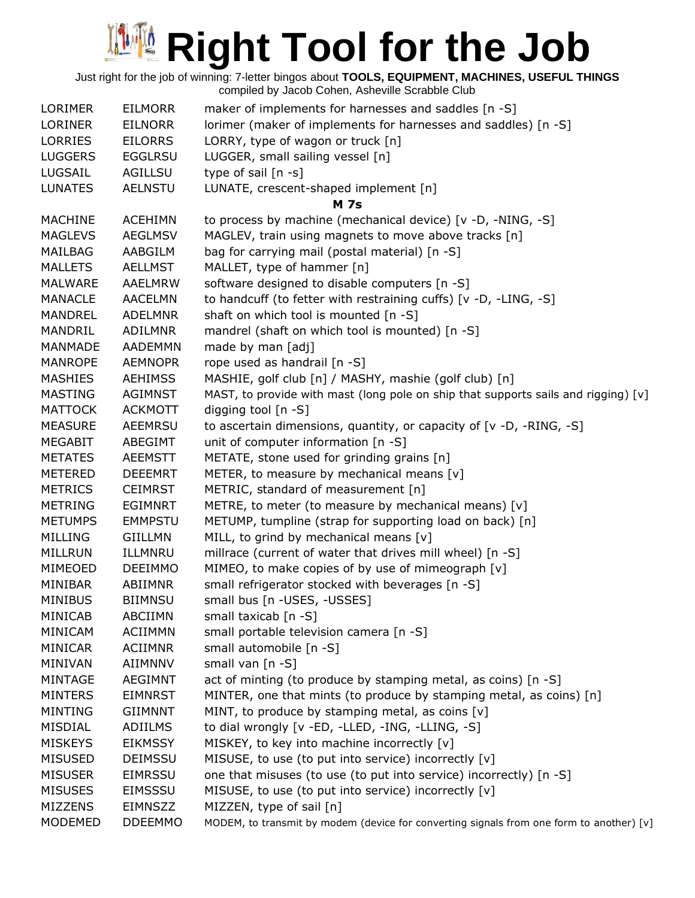# Right Tool for the Job

Just right for the job of winning: 7-letter bingos about **TOOLS, EQUIPMENT, MACHINES, USEFUL THINGS**
compiled by Jacob Cohen, Asheville Scrabble Club

| | | |
|---|---|---|
| LORIMER | EILMORR | maker of implements for harnesses and saddles [n -S] |
| LORINER | EILNORR | lorimer (maker of implements for harnesses and saddles) [n -S] |
| LORRIES | EILORRS | LORRY, type of wagon or truck [n] |
| LUGGERS | EGGLRSU | LUGGER, small sailing vessel [n] |
| LUGSAIL | AGILLSU | type of sail [n -s] |
| LUNATES | AELNSTU | LUNATE, crescent-shaped implement [n] |
| | | **M 7s** |
| MACHINE | ACEHIMN | to process by machine (mechanical device) [v -D, -NING, -S] |
| MAGLEVS | AEGLMSV | MAGLEV, train using magnets to move above tracks [n] |
| MAILBAG | AABGILM | bag for carrying mail (postal material) [n -S] |
| MALLETS | AELLMST | MALLET, type of hammer [n] |
| MALWARE | AAELMRW | software designed to disable computers [n -S] |
| MANACLE | AACELMN | to handcuff (to fetter with restraining cuffs) [v -D, -LING, -S] |
| MANDREL | ADELMNR | shaft on which tool is mounted [n -S] |
| MANDRIL | ADILMNR | mandrel (shaft on which tool is mounted) [n -S] |
| MANMADE | AADEMMN | made by man [adj] |
| MANROPE | AEMNOPR | rope used as handrail [n -S] |
| MASHIES | AEHIMSS | MASHIE, golf club [n] / MASHY, mashie (golf club) [n] |
| MASTING | AGIMNST | MAST, to provide with mast (long pole on ship that supports sails and rigging) [v] |
| MATTOCK | ACKMOTT | digging tool [n -S] |
| MEASURE | AEEMRSU | to ascertain dimensions, quantity, or capacity of [v -D, -RING, -S] |
| MEGABIT | ABEGIMT | unit of computer information [n -S] |
| METATES | AEEMSTT | METATE, stone used for grinding grains [n] |
| METERED | DEEEMRT | METER, to measure by mechanical means [v] |
| METRICS | CEIMRST | METRIC, standard of measurement [n] |
| METRING | EGIMNRT | METRE, to meter (to measure by mechanical means) [v] |
| METUMPS | EMMPSTU | METUMP, tumpline (strap for supporting load on back) [n] |
| MILLING | GIILLMN | MILL, to grind by mechanical means [v] |
| MILLRUN | ILLMNRU | millrace (current of water that drives mill wheel) [n -S] |
| MIMEOED | DEEIMMO | MIMEO, to make copies of by use of mimeograph [v] |
| MINIBAR | ABIIMNR | small refrigerator stocked with beverages [n -S] |
| MINIBUS | BIIMNSU | small bus [n -USES, -USSES] |
| MINICAB | ABCIIMN | small taxicab [n -S] |
| MINICAM | ACIIMMN | small portable television camera [n -S] |
| MINICAR | ACIIMNR | small automobile [n -S] |
| MINIVAN | AIIMNNV | small van [n -S] |
| MINTAGE | AEGIMNT | act of minting (to produce by stamping metal, as coins) [n -S] |
| MINTERS | EIMNRST | MINTER, one that mints (to produce by stamping metal, as coins) [n] |
| MINTING | GIIMNNT | MINT, to produce by stamping metal, as coins [v] |
| MISDIAL | ADIILMS | to dial wrongly [v -ED, -LLED, -ING, -LLING, -S] |
| MISKEYS | EIKMSSY | MISKEY, to key into machine incorrectly [v] |
| MISUSED | DEIMSSU | MISUSE, to use (to put into service) incorrectly [v] |
| MISUSER | EIMRSSU | one that misuses (to use (to put into service) incorrectly) [n -S] |
| MISUSES | EIMSSSU | MISUSE, to use (to put into service) incorrectly [v] |
| MIZZENS | EIMNSZZ | MIZZEN, type of sail [n] |
| MODEMED | DDEEMMO | MODEM, to transmit by modem (device for converting signals from one form to another) [v] |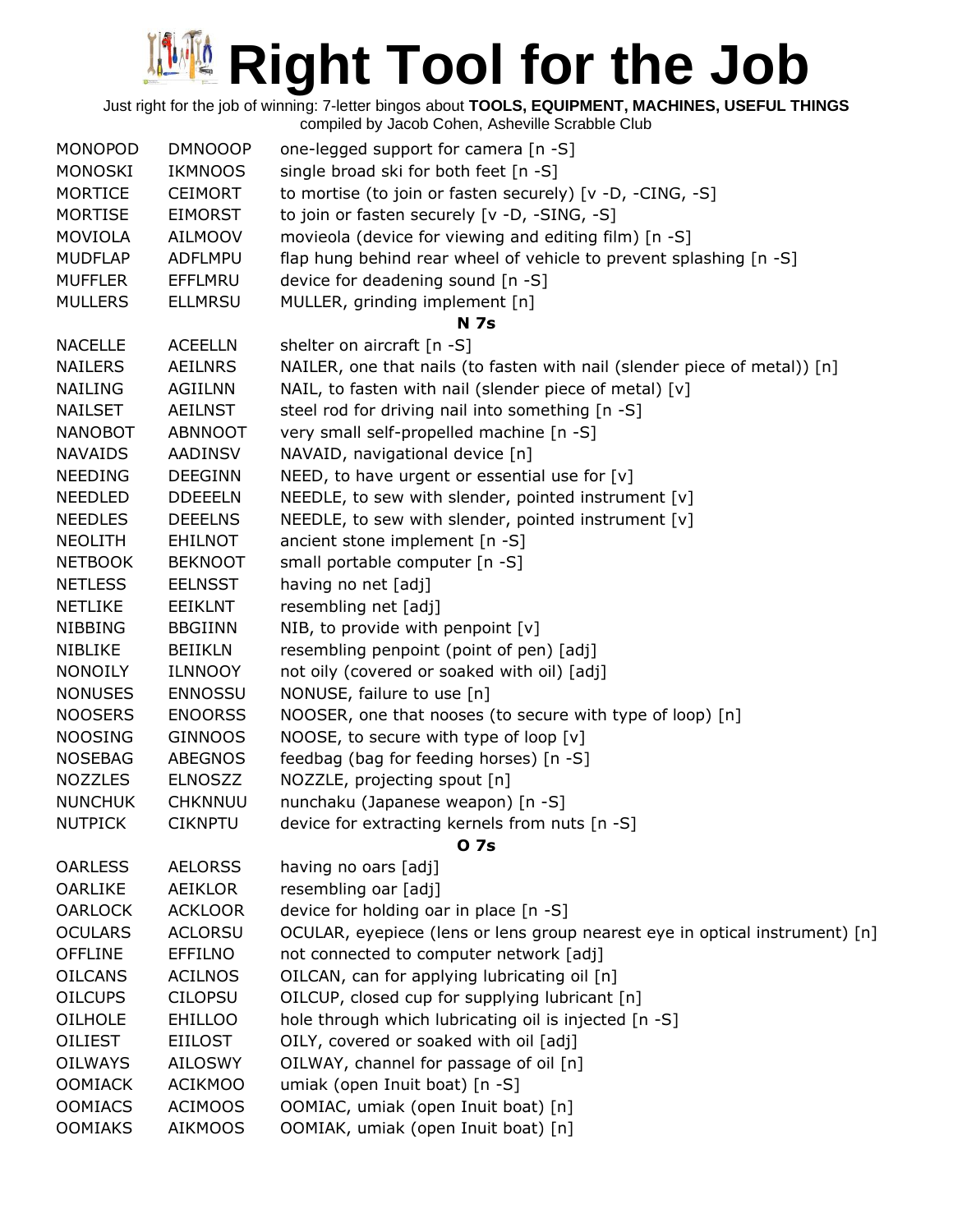# Right Tool for the Job

Just right for the job of winning: 7-letter bingos about **TOOLS, EQUIPMENT, MACHINES, USEFUL THINGS**
compiled by Jacob Cohen, Asheville Scrabble Club

| | | |
|---|---|---|
| MONOPOD | DMNOOOP | one-legged support for camera [n -S] |
| MONOSKI | IKMNOOS | single broad ski for both feet [n -S] |
| MORTICE | CEIMORT | to mortise (to join or fasten securely) [v -D, -CING, -S] |
| MORTISE | EIMORST | to join or fasten securely [v -D, -SING, -S] |
| MOVIOLA | AILMOOV | movieola (device for viewing and editing film) [n -S] |
| MUDFLAP | ADFLMPU | flap hung behind rear wheel of vehicle to prevent splashing [n -S] |
| MUFFLER | EFFLMRU | device for deadening sound [n -S] |
| MULLERS | ELLMRSU | MULLER, grinding implement [n] |
| | | **N 7s** |
| NACELLE | ACEELLN | shelter on aircraft [n -S] |
| NAILERS | AEILNRS | NAILER, one that nails (to fasten with nail (slender piece of metal)) [n] |
| NAILING | AGIILNN | NAIL, to fasten with nail (slender piece of metal) [v] |
| NAILSET | AEILNST | steel rod for driving nail into something [n -S] |
| NANOBOT | ABNNOOT | very small self-propelled machine [n -S] |
| NAVAIDS | AADINSV | NAVAID, navigational device [n] |
| NEEDING | DEEGINN | NEED, to have urgent or essential use for [v] |
| NEEDLED | DDEEELN | NEEDLE, to sew with slender, pointed instrument [v] |
| NEEDLES | DEEELNS | NEEDLE, to sew with slender, pointed instrument [v] |
| NEOLITH | EHILNOT | ancient stone implement [n -S] |
| NETBOOK | BEKNOOT | small portable computer [n -S] |
| NETLESS | EELNSST | having no net [adj] |
| NETLIKE | EEIKLNT | resembling net [adj] |
| NIBBING | BBGIINN | NIB, to provide with penpoint [v] |
| NIBLIKE | BEIIKLN | resembling penpoint (point of pen) [adj] |
| NONOILY | ILNNOOY | not oily (covered or soaked with oil) [adj] |
| NONUSES | ENNOSSU | NONUSE, failure to use [n] |
| NOOSERS | ENOORSS | NOOSER, one that nooses (to secure with type of loop) [n] |
| NOOSING | GINNOOS | NOOSE, to secure with type of loop [v] |
| NOSEBAG | ABEGNOS | feedbag (bag for feeding horses) [n -S] |
| NOZZLES | ELNOSZZ | NOZZLE, projecting spout [n] |
| NUNCHUK | CHKNNUU | nunchaku (Japanese weapon) [n -S] |
| NUTPICK | CIKNPTU | device for extracting kernels from nuts [n -S] |
| | | **O 7s** |
| OARLESS | AELORSS | having no oars [adj] |
| OARLIKE | AEIKLOR | resembling oar [adj] |
| OARLOCK | ACKLOOR | device for holding oar in place [n -S] |
| OCULARS | ACLORSU | OCULAR, eyepiece (lens or lens group nearest eye in optical instrument) [n] |
| OFFLINE | EFFILNO | not connected to computer network [adj] |
| OILCANS | ACILNOS | OILCAN, can for applying lubricating oil [n] |
| OILCUPS | CILOPSU | OILCUP, closed cup for supplying lubricant [n] |
| OILHOLE | EHILLOO | hole through which lubricating oil is injected [n -S] |
| OILIEST | EIILOST | OILY, covered or soaked with oil [adj] |
| OILWAYS | AILOSWY | OILWAY, channel for passage of oil [n] |
| OOMIACK | ACIKMOO | umiak (open Inuit boat) [n -S] |
| OOMIACS | ACIMOOS | OOMIAC, umiak (open Inuit boat) [n] |
| OOMIAKS | AIKMOOS | OOMIAK, umiak (open Inuit boat) [n] |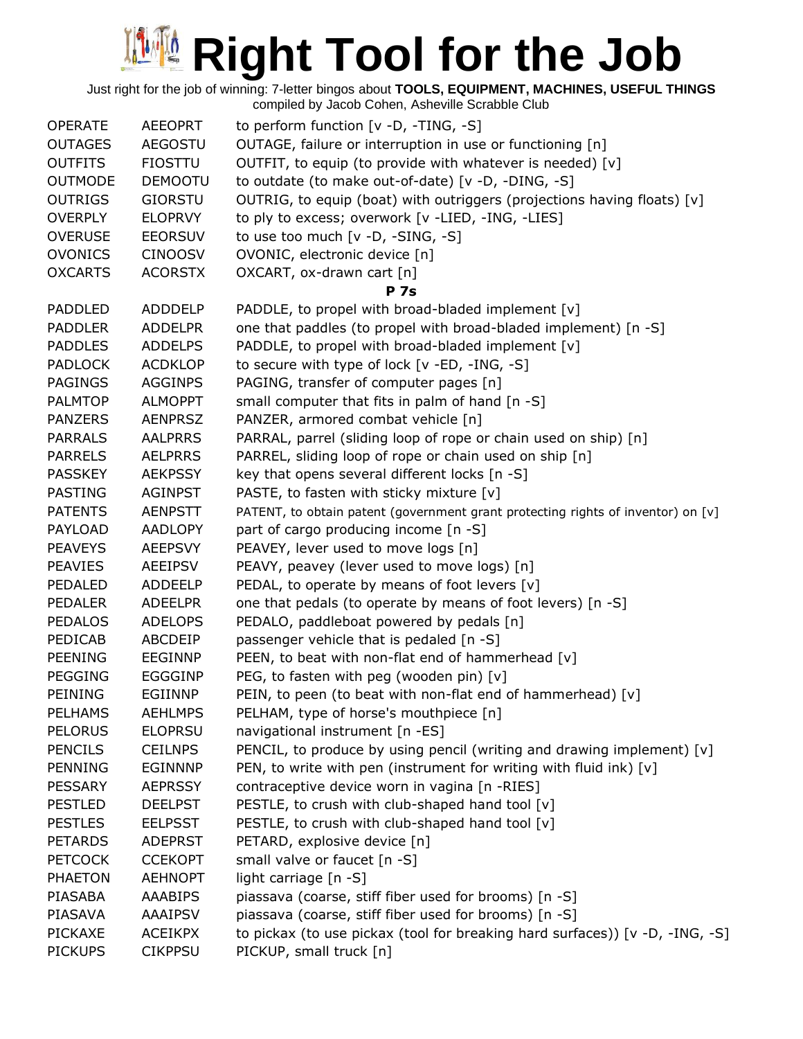# Right Tool for the Job

Just right for the job of winning: 7-letter bingos about **TOOLS, EQUIPMENT, MACHINES, USEFUL THINGS**
compiled by Jacob Cohen, Asheville Scrabble Club

| | | |
|---|---|---|
| OPERATE | AEEOPRT | to perform function [v -D, -TING, -S] |
| OUTAGES | AEGOSTU | OUTAGE, failure or interruption in use or functioning [n] |
| OUTFITS | FIOSTTU | OUTFIT, to equip (to provide with whatever is needed) [v] |
| OUTMODE | DEMOOTU | to outdate (to make out-of-date) [v -D, -DING, -S] |
| OUTRIGS | GIORSTU | OUTRIG, to equip (boat) with outriggers (projections having floats) [v] |
| OVERPLY | ELOPRVY | to ply to excess; overwork [v -LIED, -ING, -LIES] |
| OVERUSE | EEORSUV | to use too much [v -D, -SING, -S] |
| OVONICS | CINOOSV | OVONIC, electronic device [n] |
| OXCARTS | ACORSTX | OXCART, ox-drawn cart [n] |
| | | **P 7s** |
| PADDLED | ADDDELP | PADDLE, to propel with broad-bladed implement [v] |
| PADDLER | ADDELPR | one that paddles (to propel with broad-bladed implement) [n -S] |
| PADDLES | ADDELPS | PADDLE, to propel with broad-bladed implement [v] |
| PADLOCK | ACDKLOP | to secure with type of lock [v -ED, -ING, -S] |
| PAGINGS | AGGINPS | PAGING, transfer of computer pages [n] |
| PALMTOP | ALMOPPT | small computer that fits in palm of hand [n -S] |
| PANZERS | AENPRSZ | PANZER, armored combat vehicle [n] |
| PARRALS | AALPRRS | PARRAL, parrel (sliding loop of rope or chain used on ship) [n] |
| PARRELS | AELPRRS | PARREL, sliding loop of rope or chain used on ship [n] |
| PASSKEY | AEKPSSY | key that opens several different locks [n -S] |
| PASTING | AGINPST | PASTE, to fasten with sticky mixture [v] |
| PATENTS | AENPSTT | PATENT, to obtain patent (government grant protecting rights of inventor) on [v] |
| PAYLOAD | AADLOPY | part of cargo producing income [n -S] |
| PEAVEYS | AEEPSVY | PEAVEY, lever used to move logs [n] |
| PEAVIES | AEEIPSV | PEAVY, peavey (lever used to move logs) [n] |
| PEDALED | ADDEELP | PEDAL, to operate by means of foot levers [v] |
| PEDALER | ADEELPR | one that pedals (to operate by means of foot levers) [n -S] |
| PEDALOS | ADELOPS | PEDALO, paddleboat powered by pedals [n] |
| PEDICAB | ABCDEIP | passenger vehicle that is pedaled [n -S] |
| PEENING | EEGINNP | PEEN, to beat with non-flat end of hammerhead [v] |
| PEGGING | EGGGINP | PEG, to fasten with peg (wooden pin) [v] |
| PEINING | EGIINNP | PEIN, to peen (to beat with non-flat end of hammerhead) [v] |
| PELHAMS | AEHLMPS | PELHAM, type of horse's mouthpiece [n] |
| PELORUS | ELOPRSU | navigational instrument [n -ES] |
| PENCILS | CEILNPS | PENCIL, to produce by using pencil (writing and drawing implement) [v] |
| PENNING | EGINNNP | PEN, to write with pen (instrument for writing with fluid ink) [v] |
| PESSARY | AEPRSSY | contraceptive device worn in vagina [n -RIES] |
| PESTLED | DEELPST | PESTLE, to crush with club-shaped hand tool [v] |
| PESTLES | EELPSST | PESTLE, to crush with club-shaped hand tool [v] |
| PETARDS | ADEPRST | PETARD, explosive device [n] |
| PETCOCK | CCEKOPT | small valve or faucet [n -S] |
| PHAETON | AEHNOPT | light carriage [n -S] |
| PIASABA | AAABIPS | piassava (coarse, stiff fiber used for brooms) [n -S] |
| PIASAVA | AAAIPSV | piassava (coarse, stiff fiber used for brooms) [n -S] |
| PICKAXE | ACEIKPX | to pickax (to use pickax (tool for breaking hard surfaces)) [v -D, -ING, -S] |
| PICKUPS | CIKPPSU | PICKUP, small truck [n] |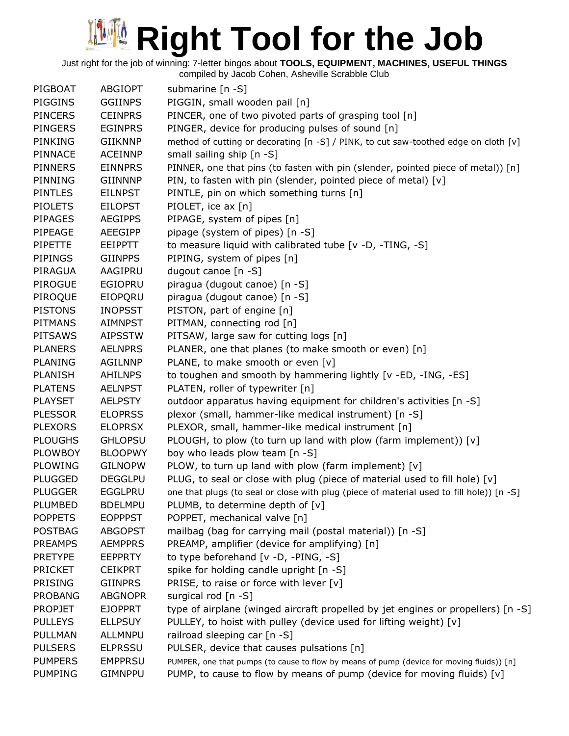# Right Tool for the Job

Just right for the job of winning: 7-letter bingos about **TOOLS, EQUIPMENT, MACHINES, USEFUL THINGS**
compiled by Jacob Cohen, Asheville Scrabble Club

| | | |
|---|---|---|
| PIGBOAT | ABGIOPT | submarine [n -S] |
| PIGGINS | GGIINPS | PIGGIN, small wooden pail [n] |
| PINCERS | CEINPRS | PINCER, one of two pivoted parts of grasping tool [n] |
| PINGERS | EGINPRS | PINGER, device for producing pulses of sound [n] |
| PINKING | GIIKNNP | method of cutting or decorating [n -S] / PINK, to cut saw-toothed edge on cloth [v] |
| PINNACE | ACEINNP | small sailing ship [n -S] |
| PINNERS | EINNPRS | PINNER, one that pins (to fasten with pin (slender, pointed piece of metal)) [n] |
| PINNING | GIINNNP | PIN, to fasten with pin (slender, pointed piece of metal) [v] |
| PINTLES | EILNPST | PINTLE, pin on which something turns [n] |
| PIOLETS | EILOPST | PIOLET, ice ax [n] |
| PIPAGES | AEGIPPS | PIPAGE, system of pipes [n] |
| PIPEAGE | AEEGIPP | pipage (system of pipes) [n -S] |
| PIPETTE | EEIPPTT | to measure liquid with calibrated tube [v -D, -TING, -S] |
| PIPINGS | GIINPPS | PIPING, system of pipes [n] |
| PIRAGUA | AAGIPRU | dugout canoe [n -S] |
| PIROGUE | EGIOPRU | piragua (dugout canoe) [n -S] |
| PIROQUE | EIOPQRU | piragua (dugout canoe) [n -S] |
| PISTONS | INOPSST | PISTON, part of engine [n] |
| PITMANS | AIMNPST | PITMAN, connecting rod [n] |
| PITSAWS | AIPSSTW | PITSAW, large saw for cutting logs [n] |
| PLANERS | AELNPRS | PLANER, one that planes (to make smooth or even) [n] |
| PLANING | AGILNNP | PLANE, to make smooth or even [v] |
| PLANISH | AHILNPS | to toughen and smooth by hammering lightly [v -ED, -ING, -ES] |
| PLATENS | AELNPST | PLATEN, roller of typewriter [n] |
| PLAYSET | AELPSTY | outdoor apparatus having equipment for children's activities [n -S] |
| PLESSOR | ELOPRSS | plexor (small, hammer-like medical instrument) [n -S] |
| PLEXORS | ELOPRSX | PLEXOR, small, hammer-like medical instrument [n] |
| PLOUGHS | GHLOPSU | PLOUGH, to plow (to turn up land with plow (farm implement)) [v] |
| PLOWBOY | BLOOPWY | boy who leads plow team [n -S] |
| PLOWING | GILNOPW | PLOW, to turn up land with plow (farm implement) [v] |
| PLUGGED | DEGGLPU | PLUG, to seal or close with plug (piece of material used to fill hole) [v] |
| PLUGGER | EGGLPRU | one that plugs (to seal or close with plug (piece of material used to fill hole)) [n -S] |
| PLUMBED | BDELMPU | PLUMB, to determine depth of [v] |
| POPPETS | EOPPPST | POPPET, mechanical valve [n] |
| POSTBAG | ABGOPST | mailbag (bag for carrying mail (postal material)) [n -S] |
| PREAMPS | AEMPPRS | PREAMP, amplifier (device for amplifying) [n] |
| PRETYPE | EEPPRTY | to type beforehand [v -D, -PING, -S] |
| PRICKET | CEIKPRT | spike for holding candle upright [n -S] |
| PRISING | GIINPRS | PRISE, to raise or force with lever [v] |
| PROBANG | ABGNOPR | surgical rod [n -S] |
| PROPJET | EJOPPRT | type of airplane (winged aircraft propelled by jet engines or propellers) [n -S] |
| PULLEYS | ELLPSUY | PULLEY, to hoist with pulley (device used for lifting weight) [v] |
| PULLMAN | ALLMNPU | railroad sleeping car [n -S] |
| PULSERS | ELPRSSU | PULSER, device that causes pulsations [n] |
| PUMPERS | EMPPRSU | PUMPER, one that pumps (to cause to flow by means of pump (device for moving fluids)) [n] |
| PUMPING | GIMNPPU | PUMP, to cause to flow by means of pump (device for moving fluids) [v] |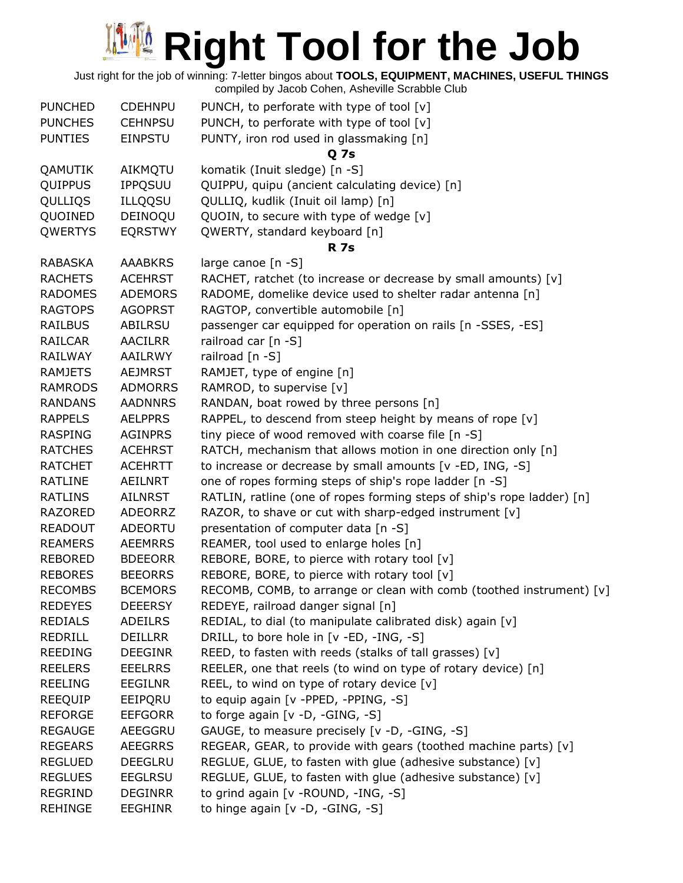# Right Tool for the Job

Just right for the job of winning: 7-letter bingos about **TOOLS, EQUIPMENT, MACHINES, USEFUL THINGS**
compiled by Jacob Cohen, Asheville Scrabble Club

| | | |
|---|---|---|
| PUNCHED | CDEHNPU | PUNCH, to perforate with type of tool [v] |
| PUNCHES | CEHNPSU | PUNCH, to perforate with type of tool [v] |
| PUNTIES | EINPSTU | PUNTY, iron rod used in glassmaking [n] |
| | | **Q 7s** |
| QAMUTIK | AIKMQTU | komatik (Inuit sledge) [n -S] |
| QUIPPUS | IPPQSUU | QUIPPU, quipu (ancient calculating device) [n] |
| QULLIQS | ILLQQSU | QULLIQ, kudlik (Inuit oil lamp) [n] |
| QUOINED | DEINOQU | QUOIN, to secure with type of wedge [v] |
| QWERTYS | EQRSTWY | QWERTY, standard keyboard [n] |
| | | **R 7s** |
| RABASKA | AAABKRS | large canoe [n -S] |
| RACHETS | ACEHRST | RACHET, ratchet (to increase or decrease by small amounts) [v] |
| RADOMES | ADEMORS | RADOME, domelike device used to shelter radar antenna [n] |
| RAGTOPS | AGOPRST | RAGTOP, convertible automobile [n] |
| RAILBUS | ABILRSU | passenger car equipped for operation on rails [n -SSES, -ES] |
| RAILCAR | AACILRR | railroad car [n -S] |
| RAILWAY | AAILRWY | railroad [n -S] |
| RAMJETS | AEJMRST | RAMJET, type of engine [n] |
| RAMRODS | ADMORRS | RAMROD, to supervise [v] |
| RANDANS | AADNNRS | RANDAN, boat rowed by three persons [n] |
| RAPPELS | AELPPRS | RAPPEL, to descend from steep height by means of rope [v] |
| RASPING | AGINPRS | tiny piece of wood removed with coarse file [n -S] |
| RATCHES | ACEHRST | RATCH, mechanism that allows motion in one direction only [n] |
| RATCHET | ACEHRTT | to increase or decrease by small amounts [v -ED, ING, -S] |
| RATLINE | AEILNRT | one of ropes forming steps of ship's rope ladder [n -S] |
| RATLINS | AILNRST | RATLIN, ratline (one of ropes forming steps of ship's rope ladder) [n] |
| RAZORED | ADEORRZ | RAZOR, to shave or cut with sharp-edged instrument [v] |
| READOUT | ADEORTU | presentation of computer data [n -S] |
| REAMERS | AEEMRRS | REAMER, tool used to enlarge holes [n] |
| REBORED | BDEEORR | REBORE, BORE, to pierce with rotary tool [v] |
| REBORES | BEEORRS | REBORE, BORE, to pierce with rotary tool [v] |
| RECOMBS | BCEMORS | RECOMB, COMB, to arrange or clean with comb (toothed instrument) [v] |
| REDEYES | DEEERSY | REDEYE, railroad danger signal [n] |
| REDIALS | ADEILRS | REDIAL, to dial (to manipulate calibrated disk) again [v] |
| REDRILL | DEILLRR | DRILL, to bore hole in [v -ED, -ING, -S] |
| REEDING | DEEGINR | REED, to fasten with reeds (stalks of tall grasses) [v] |
| REELERS | EEELRRS | REELER, one that reels (to wind on type of rotary device) [n] |
| REELING | EEGILNR | REEL, to wind on type of rotary device [v] |
| REEQUIP | EEIPQRU | to equip again [v -PPED, -PPING, -S] |
| REFORGE | EEFGORR | to forge again [v -D, -GING, -S] |
| REGAUGE | AEEGGRU | GAUGE, to measure precisely [v -D, -GING, -S] |
| REGEARS | AEEGRRS | REGEAR, GEAR, to provide with gears (toothed machine parts) [v] |
| REGLUED | DEEGLRU | REGLUE, GLUE, to fasten with glue (adhesive substance) [v] |
| REGLUES | EEGLRSU | REGLUE, GLUE, to fasten with glue (adhesive substance) [v] |
| REGRIND | DEGINRR | to grind again [v -ROUND, -ING, -S] |
| REHINGE | EEGHINR | to hinge again [v -D, -GING, -S] |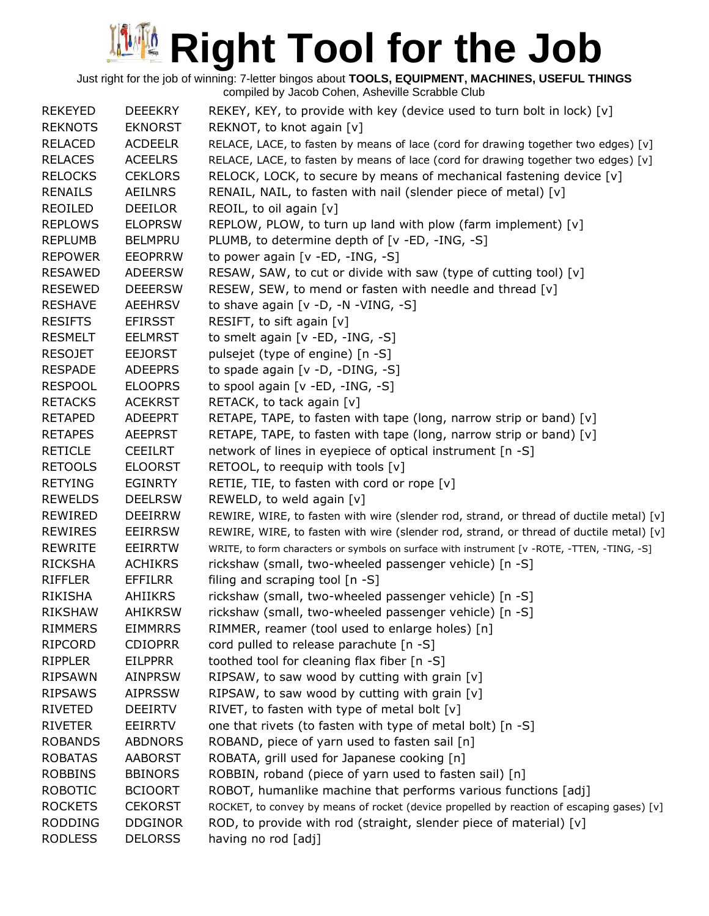# Right Tool for the Job

Just right for the job of winning: 7-letter bingos about **TOOLS, EQUIPMENT, MACHINES, USEFUL THINGS**
compiled by Jacob Cohen, Asheville Scrabble Club

| | | |
|---|---|---|
| REKEYED | DEEEKRY | REKEY, KEY, to provide with key (device used to turn bolt in lock) [v] |
| REKNOTS | EKNORST | REKNOT, to knot again [v] |
| RELACED | ACDEELR | RELACE, LACE, to fasten by means of lace (cord for drawing together two edges) [v] |
| RELACES | ACEELRS | RELACE, LACE, to fasten by means of lace (cord for drawing together two edges) [v] |
| RELOCKS | CEKLORS | RELOCK, LOCK, to secure by means of mechanical fastening device [v] |
| RENAILS | AEILNRS | RENAIL, NAIL, to fasten with nail (slender piece of metal) [v] |
| REOILED | DEEILOR | REOIL, to oil again [v] |
| REPLOWS | ELOPRSW | REPLOW, PLOW, to turn up land with plow (farm implement) [v] |
| REPLUMB | BELMPRU | PLUMB, to determine depth of [v -ED, -ING, -S] |
| REPOWER | EEOPRRW | to power again [v -ED, -ING, -S] |
| RESAWED | ADEERSW | RESAW, SAW, to cut or divide with saw (type of cutting tool) [v] |
| RESEWED | DEEERSW | RESEW, SEW, to mend or fasten with needle and thread [v] |
| RESHAVE | AEEHRSV | to shave again [v -D, -N -VING, -S] |
| RESIFTS | EFIRSST | RESIFT, to sift again [v] |
| RESMELT | EELMRST | to smelt again [v -ED, -ING, -S] |
| RESOJET | EEJORST | pulsejet (type of engine) [n -S] |
| RESPADE | ADEEPRS | to spade again [v -D, -DING, -S] |
| RESPOOL | ELOOPRS | to spool again [v -ED, -ING, -S] |
| RETACKS | ACEKRST | RETACK, to tack again [v] |
| RETAPED | ADEEPRT | RETAPE, TAPE, to fasten with tape (long, narrow strip or band) [v] |
| RETAPES | AEEPRST | RETAPE, TAPE, to fasten with tape (long, narrow strip or band) [v] |
| RETICLE | CEEILRT | network of lines in eyepiece of optical instrument [n -S] |
| RETOOLS | ELOORST | RETOOL, to reequip with tools [v] |
| RETYING | EGINRTY | RETIE, TIE, to fasten with cord or rope [v] |
| REWELDS | DEELRSW | REWELD, to weld again [v] |
| REWIRED | DEEIRRW | REWIRE, WIRE, to fasten with wire (slender rod, strand, or thread of ductile metal) [v] |
| REWIRES | EEIRRSW | REWIRE, WIRE, to fasten with wire (slender rod, strand, or thread of ductile metal) [v] |
| REWRITE | EEIRRTW | WRITE, to form characters or symbols on surface with instrument [v -ROTE, -TTEN, -TING, -S] |
| RICKSHA | ACHIKRS | rickshaw (small, two-wheeled passenger vehicle) [n -S] |
| RIFFLER | EFFILRR | filing and scraping tool [n -S] |
| RIKISHA | AHIIKRS | rickshaw (small, two-wheeled passenger vehicle) [n -S] |
| RIKSHAW | AHIKRSW | rickshaw (small, two-wheeled passenger vehicle) [n -S] |
| RIMMERS | EIMMRRS | RIMMER, reamer (tool used to enlarge holes) [n] |
| RIPCORD | CDIOPRR | cord pulled to release parachute [n -S] |
| RIPPLER | EILPPRR | toothed tool for cleaning flax fiber [n -S] |
| RIPSAWN | AINPRSW | RIPSAW, to saw wood by cutting with grain [v] |
| RIPSAWS | AIPRSSW | RIPSAW, to saw wood by cutting with grain [v] |
| RIVETED | DEEIRTV | RIVET, to fasten with type of metal bolt [v] |
| RIVETER | EEIRRTV | one that rivets (to fasten with type of metal bolt) [n -S] |
| ROBANDS | ABDNORS | ROBAND, piece of yarn used to fasten sail [n] |
| ROBATAS | AABORST | ROBATA, grill used for Japanese cooking [n] |
| ROBBINS | BBINORS | ROBBIN, roband (piece of yarn used to fasten sail) [n] |
| ROBOTIC | BCIOORT | ROBOT, humanlike machine that performs various functions [adj] |
| ROCKETS | CEKORST | ROCKET, to convey by means of rocket (device propelled by reaction of escaping gases) [v] |
| RODDING | DDGINOR | ROD, to provide with rod (straight, slender piece of material) [v] |
| RODLESS | DELORSS | having no rod [adj] |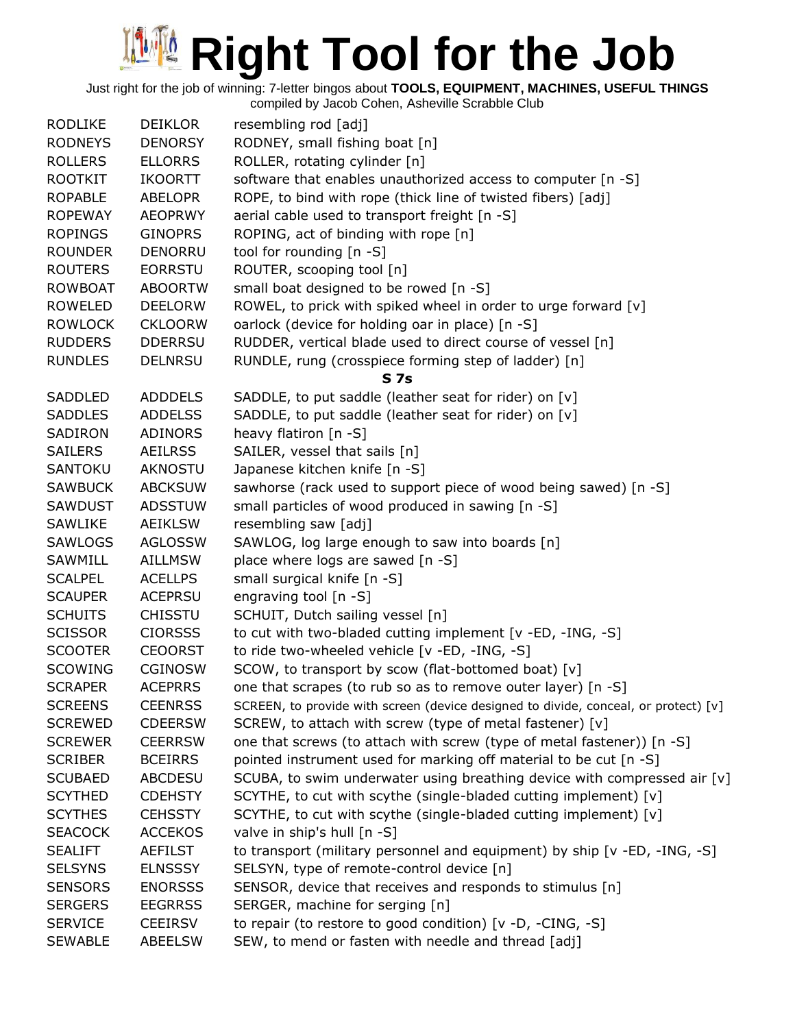# Right Tool for the Job

Just right for the job of winning: 7-letter bingos about **TOOLS, EQUIPMENT, MACHINES, USEFUL THINGS**
compiled by Jacob Cohen, Asheville Scrabble Club

| | | |
|---|---|---|
| RODLIKE | DEIKLOR | resembling rod [adj] |
| RODNEYS | DENORSY | RODNEY, small fishing boat [n] |
| ROLLERS | ELLORRS | ROLLER, rotating cylinder [n] |
| ROOTKIT | IKOORTT | software that enables unauthorized access to computer [n -S] |
| ROPABLE | ABELOPR | ROPE, to bind with rope (thick line of twisted fibers) [adj] |
| ROPEWAY | AEOPRWY | aerial cable used to transport freight [n -S] |
| ROPINGS | GINOPRS | ROPING, act of binding with rope [n] |
| ROUNDER | DENORRU | tool for rounding [n -S] |
| ROUTERS | EORRSTU | ROUTER, scooping tool [n] |
| ROWBOAT | ABOORTW | small boat designed to be rowed [n -S] |
| ROWELED | DEELORW | ROWEL, to prick with spiked wheel in order to urge forward [v] |
| ROWLOCK | CKLOORW | oarlock (device for holding oar in place) [n -S] |
| RUDDERS | DDERRSU | RUDDER, vertical blade used to direct course of vessel [n] |
| RUNDLES | DELNRSU | RUNDLE, rung (crosspiece forming step of ladder) [n] |

**S 7s**

| | | |
|---|---|---|
| SADDLED | ADDDELS | SADDLE, to put saddle (leather seat for rider) on [v] |
| SADDLES | ADDELSS | SADDLE, to put saddle (leather seat for rider) on [v] |
| SADIRON | ADINORS | heavy flatiron [n -S] |
| SAILERS | AEILRSS | SAILER, vessel that sails [n] |
| SANTOKU | AKNOSTU | Japanese kitchen knife [n -S] |
| SAWBUCK | ABCKSUW | sawhorse (rack used to support piece of wood being sawed) [n -S] |
| SAWDUST | ADSSTUW | small particles of wood produced in sawing [n -S] |
| SAWLIKE | AEIKLSW | resembling saw [adj] |
| SAWLOGS | AGLOSSW | SAWLOG, log large enough to saw into boards [n] |
| SAWMILL | AILLMSW | place where logs are sawed [n -S] |
| SCALPEL | ACELLPS | small surgical knife [n -S] |
| SCAUPER | ACEPRSU | engraving tool [n -S] |
| SCHUITS | CHISSTU | SCHUIT, Dutch sailing vessel [n] |
| SCISSOR | CIORSSS | to cut with two-bladed cutting implement [v -ED, -ING, -S] |
| SCOOTER | CEOORST | to ride two-wheeled vehicle [v -ED, -ING, -S] |
| SCOWING | CGINOSW | SCOW, to transport by scow (flat-bottomed boat) [v] |
| SCRAPER | ACEPRRS | one that scrapes (to rub so as to remove outer layer) [n -S] |
| SCREENS | CEENRSS | SCREEN, to provide with screen (device designed to divide, conceal, or protect) [v] |
| SCREWED | CDEERSW | SCREW, to attach with screw (type of metal fastener) [v] |
| SCREWER | CEERRSW | one that screws (to attach with screw (type of metal fastener)) [n -S] |
| SCRIBER | BCEIRRS | pointed instrument used for marking off material to be cut [n -S] |
| SCUBAED | ABCDESU | SCUBA, to swim underwater using breathing device with compressed air [v] |
| SCYTHED | CDEHSTY | SCYTHE, to cut with scythe (single-bladed cutting implement) [v] |
| SCYTHES | CEHSSTY | SCYTHE, to cut with scythe (single-bladed cutting implement) [v] |
| SEACOCK | ACCEKOS | valve in ship's hull [n -S] |
| SEALIFT | AEFILST | to transport (military personnel and equipment) by ship [v -ED, -ING, -S] |
| SELSYNS | ELNSSSY | SELSYN, type of remote-control device [n] |
| SENSORS | ENORSSS | SENSOR, device that receives and responds to stimulus [n] |
| SERGERS | EEGRRSS | SERGER, machine for serging [n] |
| SERVICE | CEEIRSV | to repair (to restore to good condition) [v -D, -CING, -S] |
| SEWABLE | ABEELSW | SEW, to mend or fasten with needle and thread [adj] |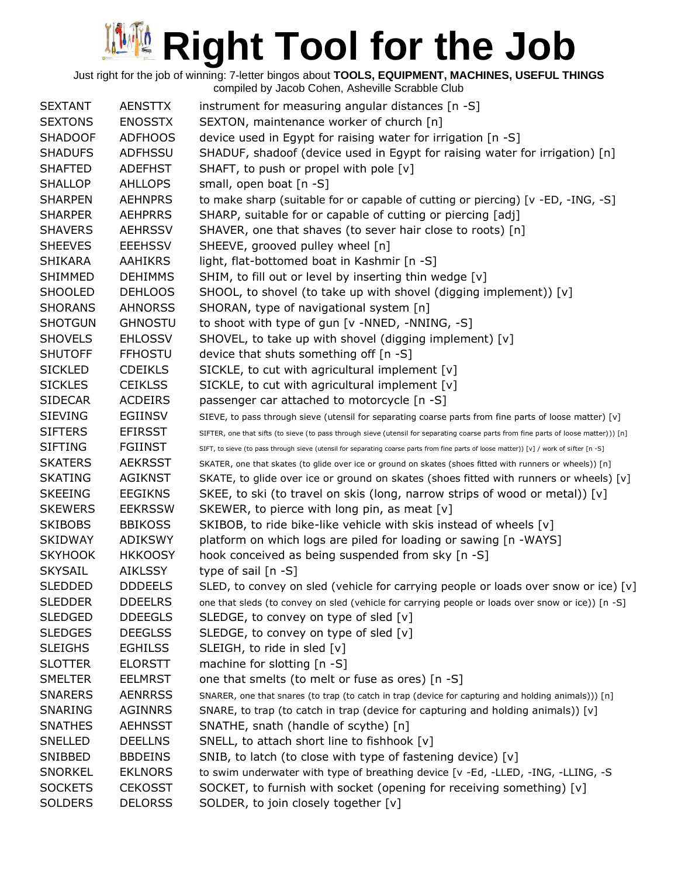# Right Tool for the Job

Just right for the job of winning: 7-letter bingos about **TOOLS, EQUIPMENT, MACHINES, USEFUL THINGS**
compiled by Jacob Cohen, Asheville Scrabble Club

| | | |
|---|---|---|
| SEXTANT | AENSTTX | instrument for measuring angular distances [n -S] |
| SEXTONS | ENOSSTX | SEXTON, maintenance worker of church [n] |
| SHADOOF | ADFHOOS | device used in Egypt for raising water for irrigation [n -S] |
| SHADUFS | ADFHSSU | SHADUF, shadoof (device used in Egypt for raising water for irrigation) [n] |
| SHAFTED | ADEFHST | SHAFT, to push or propel with pole [v] |
| SHALLOP | AHLLOPS | small, open boat [n -S] |
| SHARPEN | AEHNPRS | to make sharp (suitable for or capable of cutting or piercing) [v -ED, -ING, -S] |
| SHARPER | AEHPRRS | SHARP, suitable for or capable of cutting or piercing [adj] |
| SHAVERS | AEHRSSV | SHAVER, one that shaves (to sever hair close to roots) [n] |
| SHEEVES | EEEHSSV | SHEEVE, grooved pulley wheel [n] |
| SHIKARA | AAHIKRS | light, flat-bottomed boat in Kashmir [n -S] |
| SHIMMED | DEHIMMS | SHIM, to fill out or level by inserting thin wedge [v] |
| SHOOLED | DEHLOOS | SHOOL, to shovel (to take up with shovel (digging implement)) [v] |
| SHORANS | AHNORSS | SHORAN, type of navigational system [n] |
| SHOTGUN | GHNOSTU | to shoot with type of gun [v -NNED, -NNING, -S] |
| SHOVELS | EHLOSSV | SHOVEL, to take up with shovel (digging implement) [v] |
| SHUTOFF | FFHOSTU | device that shuts something off [n -S] |
| SICKLED | CDEIKLS | SICKLE, to cut with agricultural implement [v] |
| SICKLES | CEIKLSS | SICKLE, to cut with agricultural implement [v] |
| SIDECAR | ACDEIRS | passenger car attached to motorcycle [n -S] |
| SIEVING | EGIINSV | SIEVE, to pass through sieve (utensil for separating coarse parts from fine parts of loose matter) [v] |
| SIFTERS | EFIRSST | SIFTER, one that sifts (to sieve (to pass through sieve (utensil for separating coarse parts from fine parts of loose matter))) [n] |
| SIFTING | FGIINST | SIFT, to sieve (to pass through sieve (utensil for separating coarse parts from fine parts of loose matter)) [v] / work of sifter [n -S] |
| SKATERS | AEKRSST | SKATER, one that skates (to glide over ice or ground on skates (shoes fitted with runners or wheels)) [n] |
| SKATING | AGIKNST | SKATE, to glide over ice or ground on skates (shoes fitted with runners or wheels) [v] |
| SKEEING | EEGIKNS | SKEE, to ski (to travel on skis (long, narrow strips of wood or metal)) [v] |
| SKEWERS | EEKRSSW | SKEWER, to pierce with long pin, as meat [v] |
| SKIBOBS | BBIKOSS | SKIBOB, to ride bike-like vehicle with skis instead of wheels [v] |
| SKIDWAY | ADIKSWY | platform on which logs are piled for loading or sawing [n -WAYS] |
| SKYHOOK | HKKOOSY | hook conceived as being suspended from sky [n -S] |
| SKYSAIL | AIKLSSY | type of sail [n -S] |
| SLEDDED | DDDEELS | SLED, to convey on sled (vehicle for carrying people or loads over snow or ice) [v] |
| SLEDDER | DDEELRS | one that sleds (to convey on sled (vehicle for carrying people or loads over snow or ice)) [n -S] |
| SLEDGED | DDEEGLS | SLEDGE, to convey on type of sled [v] |
| SLEDGES | DEEGLSS | SLEDGE, to convey on type of sled [v] |
| SLEIGHS | EGHILSS | SLEIGH, to ride in sled [v] |
| SLOTTER | ELORSTT | machine for slotting [n -S] |
| SMELTER | EELMRST | one that smelts (to melt or fuse as ores) [n -S] |
| SNARERS | AENRRSS | SNARER, one that snares (to trap (to catch in trap (device for capturing and holding animals))) [n] |
| SNARING | AGINNRS | SNARE, to trap (to catch in trap (device for capturing and holding animals)) [v] |
| SNATHES | AEHNSST | SNATHE, snath (handle of scythe) [n] |
| SNELLED | DEELLNS | SNELL, to attach short line to fishhook [v] |
| SNIBBED | BBDEINS | SNIB, to latch (to close with type of fastening device) [v] |
| SNORKEL | EKLNORS | to swim underwater with type of breathing device [v -Ed, -LLED, -ING, -LLING, -S |
| SOCKETS | CEKOSST | SOCKET, to furnish with socket (opening for receiving something) [v] |
| SOLDERS | DELORSS | SOLDER, to join closely together [v] |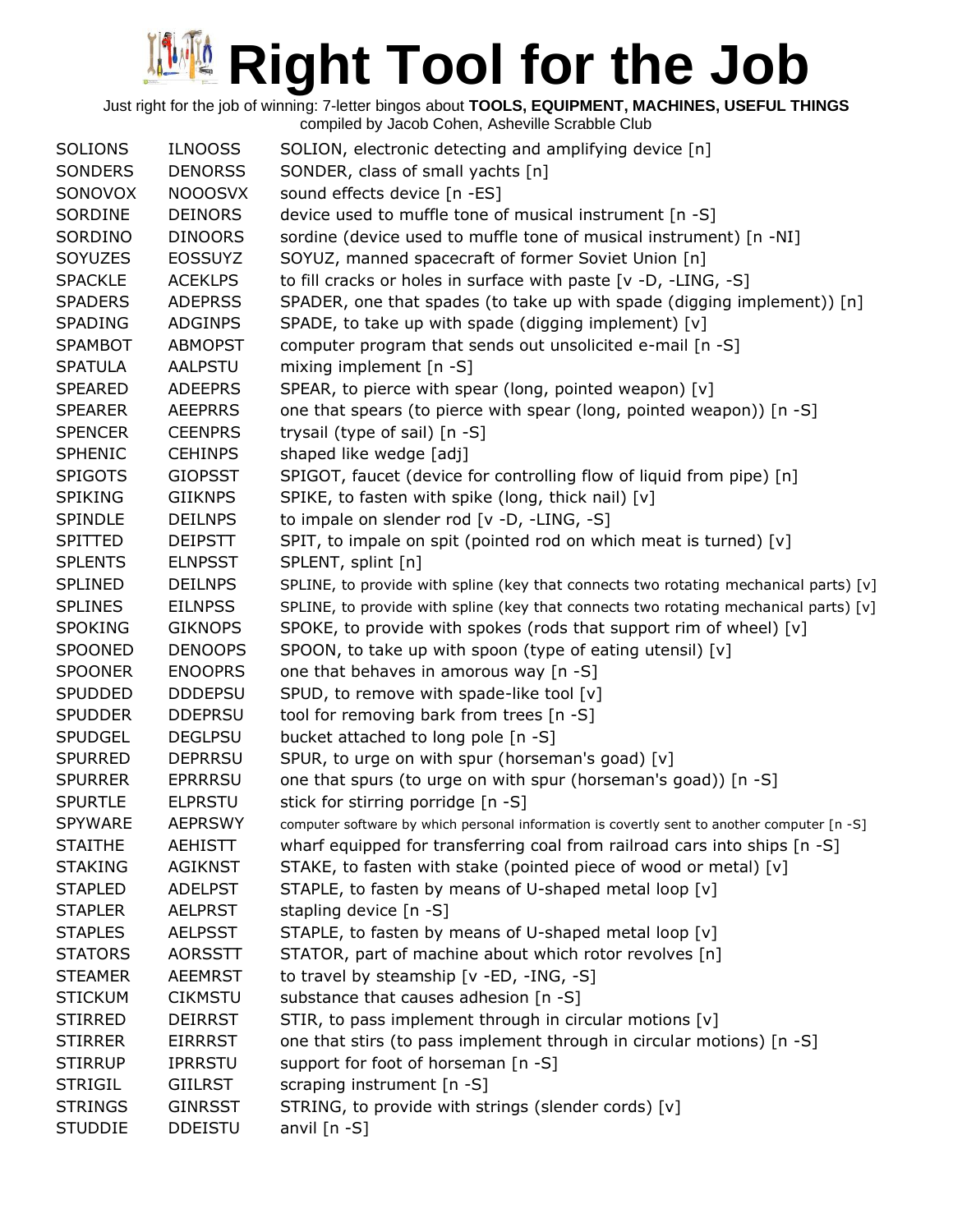# Right Tool for the Job

Just right for the job of winning: 7-letter bingos about **TOOLS, EQUIPMENT, MACHINES, USEFUL THINGS**
compiled by Jacob Cohen, Asheville Scrabble Club

| | | |
|---|---|---|
| SOLIONS | ILNOOSS | SOLION, electronic detecting and amplifying device [n] |
| SONDERS | DENORSS | SONDER, class of small yachts [n] |
| SONOVOX | NOOOSVX | sound effects device [n -ES] |
| SORDINE | DEINORS | device used to muffle tone of musical instrument [n -S] |
| SORDINO | DINOORS | sordine (device used to muffle tone of musical instrument) [n -NI] |
| SOYUZES | EOSSUYZ | SOYUZ, manned spacecraft of former Soviet Union [n] |
| SPACKLE | ACEKLPS | to fill cracks or holes in surface with paste [v -D, -LING, -S] |
| SPADERS | ADEPRSS | SPADER, one that spades (to take up with spade (digging implement)) [n] |
| SPADING | ADGINPS | SPADE, to take up with spade (digging implement) [v] |
| SPAMBOT | ABMOPST | computer program that sends out unsolicited e-mail [n -S] |
| SPATULA | AALPSTU | mixing implement [n -S] |
| SPEARED | ADEEPRS | SPEAR, to pierce with spear (long, pointed weapon) [v] |
| SPEARER | AEEPRRS | one that spears (to pierce with spear (long, pointed weapon)) [n -S] |
| SPENCER | CEENPRS | trysail (type of sail) [n -S] |
| SPHENIC | CEHINPS | shaped like wedge [adj] |
| SPIGOTS | GIOPSST | SPIGOT, faucet (device for controlling flow of liquid from pipe) [n] |
| SPIKING | GIIKNPS | SPIKE, to fasten with spike (long, thick nail) [v] |
| SPINDLE | DEILNPS | to impale on slender rod [v -D, -LING, -S] |
| SPITTED | DEIPSTT | SPIT, to impale on spit (pointed rod on which meat is turned) [v] |
| SPLENTS | ELNPSST | SPLENT, splint [n] |
| SPLINED | DEILNPS | SPLINE, to provide with spline (key that connects two rotating mechanical parts) [v] |
| SPLINES | EILNPSS | SPLINE, to provide with spline (key that connects two rotating mechanical parts) [v] |
| SPOKING | GIKNOPS | SPOKE, to provide with spokes (rods that support rim of wheel) [v] |
| SPOONED | DENOOPS | SPOON, to take up with spoon (type of eating utensil) [v] |
| SPOONER | ENOOPRS | one that behaves in amorous way [n -S] |
| SPUDDED | DDDEPSU | SPUD, to remove with spade-like tool [v] |
| SPUDDER | DDEPRSU | tool for removing bark from trees [n -S] |
| SPUDGEL | DEGLPSU | bucket attached to long pole [n -S] |
| SPURRED | DEPRRSU | SPUR, to urge on with spur (horseman's goad) [v] |
| SPURRER | EPRRRSU | one that spurs (to urge on with spur (horseman's goad)) [n -S] |
| SPURTLE | ELPRSTU | stick for stirring porridge [n -S] |
| SPYWARE | AEPRSWY | computer software by which personal information is covertly sent to another computer [n -S] |
| STAITHE | AEHISTT | wharf equipped for transferring coal from railroad cars into ships [n -S] |
| STAKING | AGIKNST | STAKE, to fasten with stake (pointed piece of wood or metal) [v] |
| STAPLED | ADELPST | STAPLE, to fasten by means of U-shaped metal loop [v] |
| STAPLER | AELPRST | stapling device [n -S] |
| STAPLES | AELPSST | STAPLE, to fasten by means of U-shaped metal loop [v] |
| STATORS | AORSSTT | STATOR, part of machine about which rotor revolves [n] |
| STEAMER | AEEMRST | to travel by steamship [v -ED, -ING, -S] |
| STICKUM | CIKMSTU | substance that causes adhesion [n -S] |
| STIRRED | DEIRRST | STIR, to pass implement through in circular motions [v] |
| STIRRER | EIRRRST | one that stirs (to pass implement through in circular motions) [n -S] |
| STIRRUP | IPRRSTU | support for foot of horseman [n -S] |
| STRIGIL | GIILRST | scraping instrument [n -S] |
| STRINGS | GINRSST | STRING, to provide with strings (slender cords) [v] |
| STUDDIE | DDEISTU | anvil [n -S] |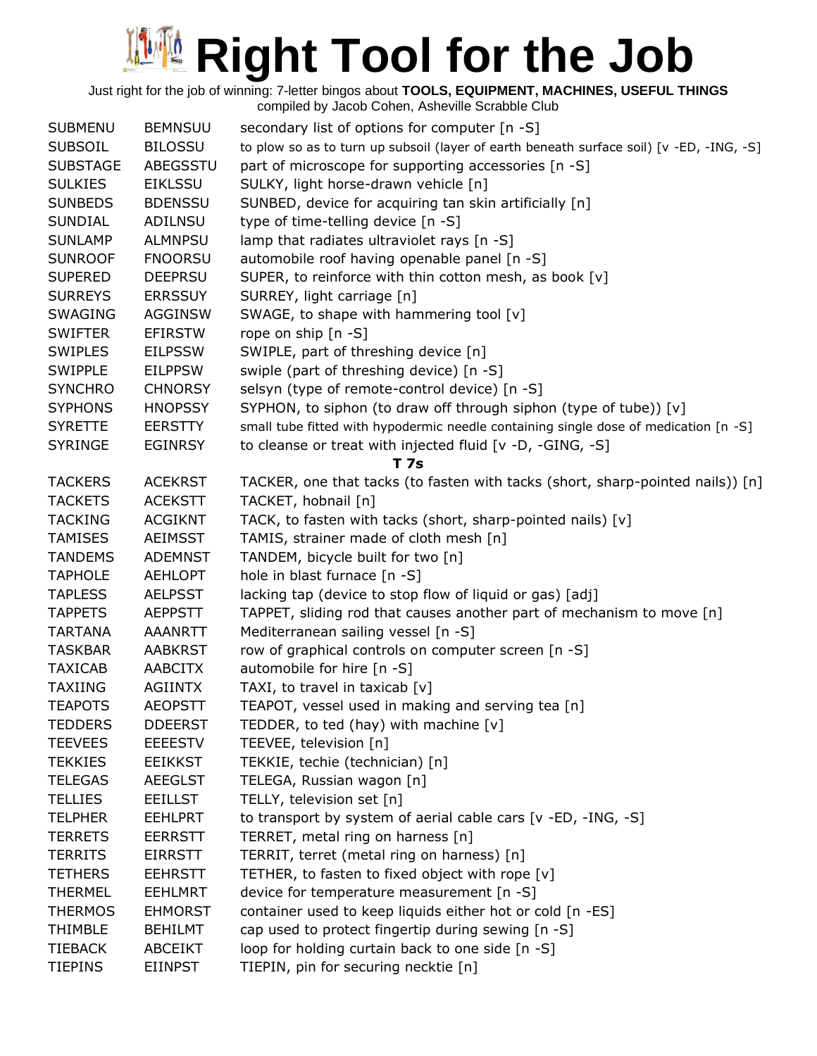# Right Tool for the Job

Just right for the job of winning: 7-letter bingos about **TOOLS, EQUIPMENT, MACHINES, USEFUL THINGS**
compiled by Jacob Cohen, Asheville Scrabble Club

| | | |
|---|---|---|
| SUBMENU | BEMNSUU | secondary list of options for computer [n -S] |
| SUBSOIL | BILOSSU | to plow so as to turn up subsoil (layer of earth beneath surface soil) [v -ED, -ING, -S] |
| SUBSTAGE | ABEGSSTU | part of microscope for supporting accessories [n -S] |
| SULKIES | EIKLSSU | SULKY, light horse-drawn vehicle [n] |
| SUNBEDS | BDENSSU | SUNBED, device for acquiring tan skin artificially [n] |
| SUNDIAL | ADILNSU | type of time-telling device [n -S] |
| SUNLAMP | ALMNPSU | lamp that radiates ultraviolet rays [n -S] |
| SUNROOF | FNOORSU | automobile roof having openable panel [n -S] |
| SUPERED | DEEPRSU | SUPER, to reinforce with thin cotton mesh, as book [v] |
| SURREYS | ERRSSUY | SURREY, light carriage [n] |
| SWAGING | AGGINSW | SWAGE, to shape with hammering tool [v] |
| SWIFTER | EFIRSTW | rope on ship [n -S] |
| SWIPLES | EILPSSW | SWIPLE, part of threshing device [n] |
| SWIPPLE | EILPPSW | swiple (part of threshing device) [n -S] |
| SYNCHRO | CHNORSY | selsyn (type of remote-control device) [n -S] |
| SYPHONS | HNOPSSY | SYPHON, to siphon (to draw off through siphon (type of tube)) [v] |
| SYRETTE | EERSTTY | small tube fitted with hypodermic needle containing single dose of medication [n -S] |
| SYRINGE | EGINRSY | to cleanse or treat with injected fluid [v -D, -GING, -S] |
| | | **T 7s** |
| TACKERS | ACEKRST | TACKER, one that tacks (to fasten with tacks (short, sharp-pointed nails)) [n] |
| TACKETS | ACEKSTT | TACKET, hobnail [n] |
| TACKING | ACGIKNT | TACK, to fasten with tacks (short, sharp-pointed nails) [v] |
| TAMISES | AEIMSST | TAMIS, strainer made of cloth mesh [n] |
| TANDEMS | ADEMNST | TANDEM, bicycle built for two [n] |
| TAPHOLE | AEHLOPT | hole in blast furnace [n -S] |
| TAPLESS | AELPSST | lacking tap (device to stop flow of liquid or gas) [adj] |
| TAPPETS | AEPPSTT | TAPPET, sliding rod that causes another part of mechanism to move [n] |
| TARTANA | AAANRTT | Mediterranean sailing vessel [n -S] |
| TASKBAR | AABKRST | row of graphical controls on computer screen [n -S] |
| TAXICAB | AABCITX | automobile for hire [n -S] |
| TAXIING | AGIINTX | TAXI, to travel in taxicab [v] |
| TEAPOTS | AEOPSTT | TEAPOT, vessel used in making and serving tea [n] |
| TEDDERS | DDEERST | TEDDER, to ted (hay) with machine [v] |
| TEEVEES | EEEESTV | TEEVEE, television [n] |
| TEKKIES | EEIKKST | TEKKIE, techie (technician) [n] |
| TELEGAS | AEEGLST | TELEGA, Russian wagon [n] |
| TELLIES | EEILLST | TELLY, television set [n] |
| TELPHER | EEHLPRT | to transport by system of aerial cable cars [v -ED, -ING, -S] |
| TERRETS | EERRSTT | TERRET, metal ring on harness [n] |
| TERRITS | EIRRSTT | TERRIT, terret (metal ring on harness) [n] |
| TETHERS | EEHRSTT | TETHER, to fasten to fixed object with rope [v] |
| THERMEL | EEHLMRT | device for temperature measurement [n -S] |
| THERMOS | EHMORST | container used to keep liquids either hot or cold [n -ES] |
| THIMBLE | BEHILMT | cap used to protect fingertip during sewing [n -S] |
| TIEBACK | ABCEIKT | loop for holding curtain back to one side [n -S] |
| TIEPINS | EIINPST | TIEPIN, pin for securing necktie [n] |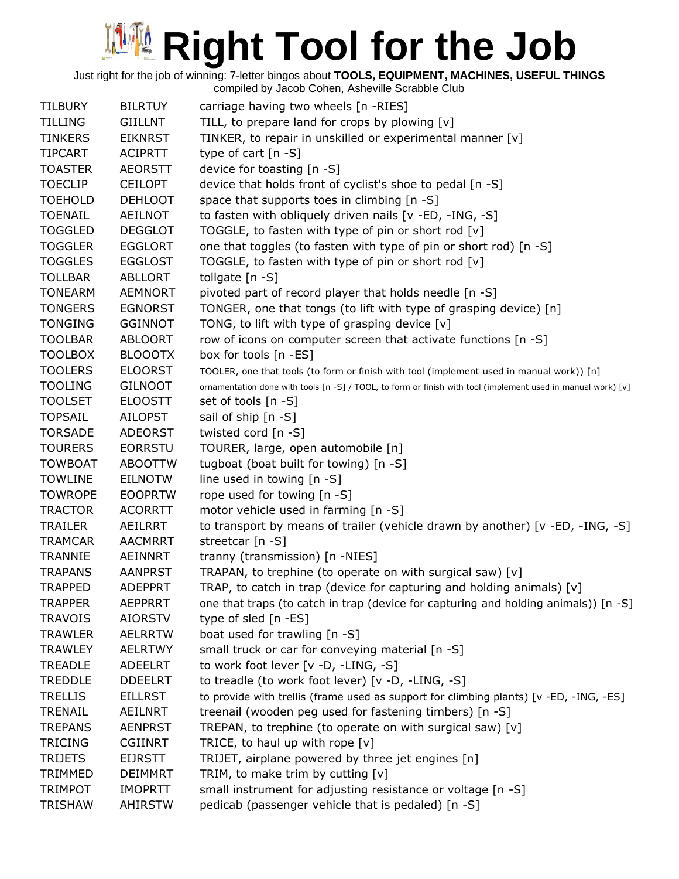# Right Tool for the Job

Just right for the job of winning: 7-letter bingos about **TOOLS, EQUIPMENT, MACHINES, USEFUL THINGS**
compiled by Jacob Cohen, Asheville Scrabble Club

| | | |
|---|---|---|
| TILBURY | BILRTUY | carriage having two wheels [n -RIES] |
| TILLING | GIILLNT | TILL, to prepare land for crops by plowing [v] |
| TINKERS | EIKNRST | TINKER, to repair in unskilled or experimental manner [v] |
| TIPCART | ACIPRTT | type of cart [n -S] |
| TOASTER | AEORSTT | device for toasting [n -S] |
| TOECLIP | CEILOPT | device that holds front of cyclist's shoe to pedal [n -S] |
| TOEHOLD | DEHLOOT | space that supports toes in climbing [n -S] |
| TOENAIL | AEILNOT | to fasten with obliquely driven nails [v -ED, -ING, -S] |
| TOGGLED | DEGGLOT | TOGGLE, to fasten with type of pin or short rod [v] |
| TOGGLER | EGGLORT | one that toggles (to fasten with type of pin or short rod) [n -S] |
| TOGGLES | EGGLOST | TOGGLE, to fasten with type of pin or short rod [v] |
| TOLLBAR | ABLLORT | tollgate [n -S] |
| TONEARM | AEMNORT | pivoted part of record player that holds needle [n -S] |
| TONGERS | EGNORST | TONGER, one that tongs (to lift with type of grasping device) [n] |
| TONGING | GGINNOT | TONG, to lift with type of grasping device [v] |
| TOOLBAR | ABLOORT | row of icons on computer screen that activate functions [n -S] |
| TOOLBOX | BLOOOTX | box for tools [n -ES] |
| TOOLERS | ELOORST | TOOLER, one that tools (to form or finish with tool (implement used in manual work)) [n] |
| TOOLING | GILNOOT | ornamentation done with tools [n -S] / TOOL, to form or finish with tool (implement used in manual work) [v] |
| TOOLSET | ELOOSTT | set of tools [n -S] |
| TOPSAIL | AILOPST | sail of ship [n -S] |
| TORSADE | ADEORST | twisted cord [n -S] |
| TOURERS | EORRSTU | TOURER, large, open automobile [n] |
| TOWBOAT | ABOOTTW | tugboat (boat built for towing) [n -S] |
| TOWLINE | EILNOTW | line used in towing [n -S] |
| TOWROPE | EOOPRTW | rope used for towing [n -S] |
| TRACTOR | ACORRTT | motor vehicle used in farming [n -S] |
| TRAILER | AEILRRT | to transport by means of trailer (vehicle drawn by another) [v -ED, -ING, -S] |
| TRAMCAR | AACMRRT | streetcar [n -S] |
| TRANNIE | AEINNRT | tranny (transmission) [n -NIES] |
| TRAPANS | AANPRST | TRAPAN, to trephine (to operate on with surgical saw) [v] |
| TRAPPED | ADEPPRT | TRAP, to catch in trap (device for capturing and holding animals) [v] |
| TRAPPER | AEPPRRT | one that traps (to catch in trap (device for capturing and holding animals)) [n -S] |
| TRAVOIS | AIORSTV | type of sled [n -ES] |
| TRAWLER | AELRRTW | boat used for trawling [n -S] |
| TRAWLEY | AELRTWY | small truck or car for conveying material [n -S] |
| TREADLE | ADEELRT | to work foot lever [v -D, -LING, -S] |
| TREDDLE | DDEELRT | to treadle (to work foot lever) [v -D, -LING, -S] |
| TRELLIS | EILLRST | to provide with trellis (frame used as support for climbing plants) [v -ED, -ING, -ES] |
| TRENAIL | AEILNRT | treenail (wooden peg used for fastening timbers) [n -S] |
| TREPANS | AENPRST | TREPAN, to trephine (to operate on with surgical saw) [v] |
| TRICING | CGIINRT | TRICE, to haul up with rope [v] |
| TRIJETS | EIJRSTT | TRIJET, airplane powered by three jet engines [n] |
| TRIMMED | DEIMMRT | TRIM, to make trim by cutting [v] |
| TRIMPOT | IMOPRTT | small instrument for adjusting resistance or voltage [n -S] |
| TRISHAW | AHIRSTW | pedicab (passenger vehicle that is pedaled) [n -S] |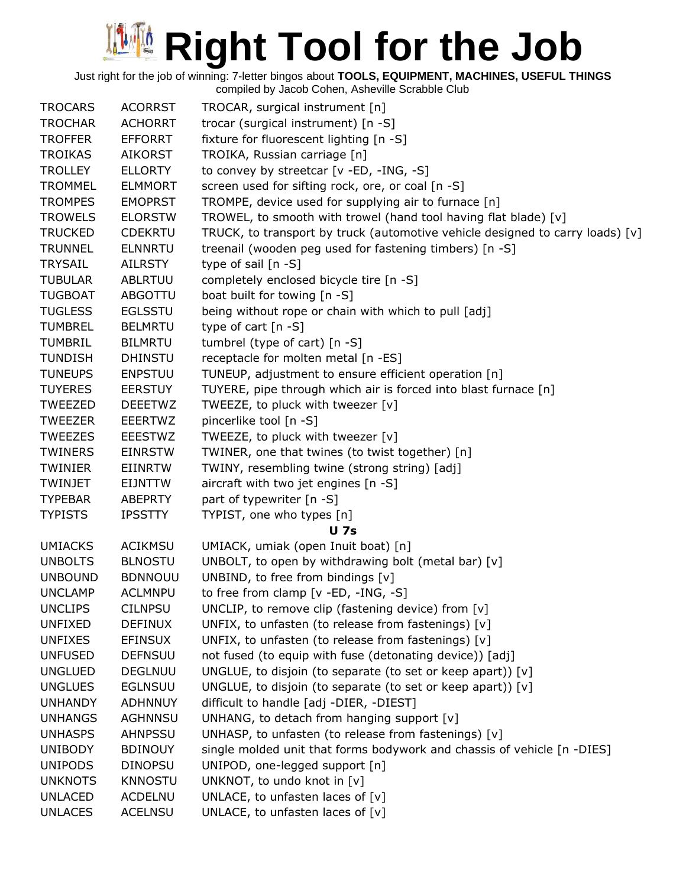# Right Tool for the Job

Just right for the job of winning: 7-letter bingos about **TOOLS, EQUIPMENT, MACHINES, USEFUL THINGS**
compiled by Jacob Cohen, Asheville Scrabble Club

| | | |
|---|---|---|
| TROCARS | ACORRST | TROCAR, surgical instrument [n] |
| TROCHAR | ACHORRT | trocar (surgical instrument) [n -S] |
| TROFFER | EFFORRT | fixture for fluorescent lighting [n -S] |
| TROIKAS | AIKORST | TROIKA, Russian carriage [n] |
| TROLLEY | ELLORTY | to convey by streetcar [v -ED, -ING, -S] |
| TROMMEL | ELMMORT | screen used for sifting rock, ore, or coal [n -S] |
| TROMPES | EMOPRST | TROMPE, device used for supplying air to furnace [n] |
| TROWELS | ELORSTW | TROWEL, to smooth with trowel (hand tool having flat blade) [v] |
| TRUCKED | CDEKRTU | TRUCK, to transport by truck (automotive vehicle designed to carry loads) [v] |
| TRUNNEL | ELNNRTU | treenail (wooden peg used for fastening timbers) [n -S] |
| TRYSAIL | AILRSTY | type of sail [n -S] |
| TUBULAR | ABLRTUU | completely enclosed bicycle tire [n -S] |
| TUGBOAT | ABGOTTU | boat built for towing [n -S] |
| TUGLESS | EGLSSTU | being without rope or chain with which to pull [adj] |
| TUMBREL | BELMRTU | type of cart [n -S] |
| TUMBRIL | BILMRTU | tumbrel (type of cart) [n -S] |
| TUNDISH | DHINSTU | receptacle for molten metal [n -ES] |
| TUNEUPS | ENPSTUU | TUNEUP, adjustment to ensure efficient operation [n] |
| TUYERES | EERSTUY | TUYERE, pipe through which air is forced into blast furnace [n] |
| TWEEZED | DEEETWZ | TWEEZE, to pluck with tweezer [v] |
| TWEEZER | EEERTWZ | pincerlike tool [n -S] |
| TWEEZES | EEESTWZ | TWEEZE, to pluck with tweezer [v] |
| TWINERS | EINRSTW | TWINER, one that twines (to twist together) [n] |
| TWINIER | EIINRTW | TWINY, resembling twine (strong string) [adj] |
| TWINJET | EIJNTTW | aircraft with two jet engines [n -S] |
| TYPEBAR | ABEPRTY | part of typewriter [n -S] |
| TYPISTS | IPSSTTY | TYPIST, one who types [n] |
| | | **U 7s** |
| UMIACKS | ACIKMSU | UMIACK, umiak (open Inuit boat) [n] |
| UNBOLTS | BLNOSTU | UNBOLT, to open by withdrawing bolt (metal bar) [v] |
| UNBOUND | BDNNOUU | UNBIND, to free from bindings [v] |
| UNCLAMP | ACLMNPU | to free from clamp [v -ED, -ING, -S] |
| UNCLIPS | CILNPSU | UNCLIP, to remove clip (fastening device) from [v] |
| UNFIXED | DEFINUX | UNFIX, to unfasten (to release from fastenings) [v] |
| UNFIXES | EFINSUX | UNFIX, to unfasten (to release from fastenings) [v] |
| UNFUSED | DEFNSUU | not fused (to equip with fuse (detonating device)) [adj] |
| UNGLUED | DEGLNUU | UNGLUE, to disjoin (to separate (to set or keep apart)) [v] |
| UNGLUES | EGLNSUU | UNGLUE, to disjoin (to separate (to set or keep apart)) [v] |
| UNHANDY | ADHNNUY | difficult to handle [adj -DIER, -DIEST] |
| UNHANGS | AGHNNSU | UNHANG, to detach from hanging support [v] |
| UNHASPS | AHNPSSU | UNHASP, to unfasten (to release from fastenings) [v] |
| UNIBODY | BDINOUY | single molded unit that forms bodywork and chassis of vehicle [n -DIES] |
| UNIPODS | DINOPSU | UNIPOD, one-legged support [n] |
| UNKNOTS | KNNOSTU | UNKNOT, to undo knot in [v] |
| UNLACED | ACDELNU | UNLACE, to unfasten laces of [v] |
| UNLACES | ACELNSU | UNLACE, to unfasten laces of [v] |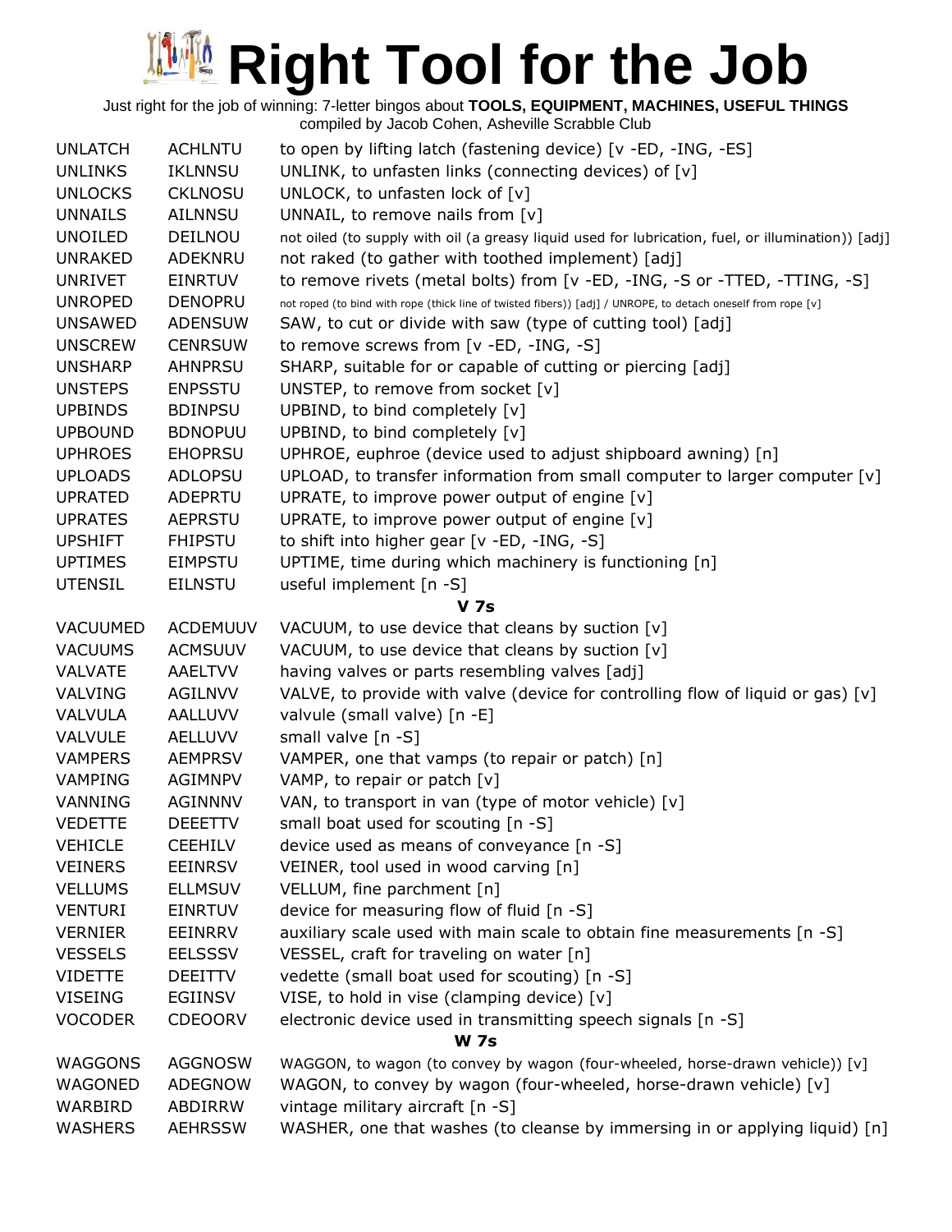# Right Tool for the Job

Just right for the job of winning: 7-letter bingos about **TOOLS, EQUIPMENT, MACHINES, USEFUL THINGS**
compiled by Jacob Cohen, Asheville Scrabble Club

| | | |
|---|---|---|
| UNLATCH | ACHLNTU | to open by lifting latch (fastening device) [v -ED, -ING, -ES] |
| UNLINKS | IKLNNSU | UNLINK, to unfasten links (connecting devices) of [v] |
| UNLOCKS | CKLNOSU | UNLOCK, to unfasten lock of [v] |
| UNNAILS | AILNNSU | UNNAIL, to remove nails from [v] |
| UNOILED | DEILNOU | not oiled (to supply with oil (a greasy liquid used for lubrication, fuel, or illumination)) [adj] |
| UNRAKED | ADEKNRU | not raked (to gather with toothed implement) [adj] |
| UNRIVET | EINRTUV | to remove rivets (metal bolts) from [v -ED, -ING, -S or -TTED, -TTING, -S] |
| UNROPED | DENOPRU | not roped (to bind with rope (thick line of twisted fibers)) [adj] / UNROPE, to detach oneself from rope [v] |
| UNSAWED | ADENSUW | SAW, to cut or divide with saw (type of cutting tool) [adj] |
| UNSCREW | CENRSUW | to remove screws from [v -ED, -ING, -S] |
| UNSHARP | AHNPRSU | SHARP, suitable for or capable of cutting or piercing [adj] |
| UNSTEPS | ENPSSTU | UNSTEP, to remove from socket [v] |
| UPBINDS | BDINPSU | UPBIND, to bind completely [v] |
| UPBOUND | BDNOPUU | UPBIND, to bind completely [v] |
| UPHROES | EHOPRSU | UPHROE, euphroe (device used to adjust shipboard awning) [n] |
| UPLOADS | ADLOPSU | UPLOAD, to transfer information from small computer to larger computer [v] |
| UPRATED | ADEPRTU | UPRATE, to improve power output of engine [v] |
| UPRATES | AEPRSTU | UPRATE, to improve power output of engine [v] |
| UPSHIFT | FHIPSTU | to shift into higher gear [v -ED, -ING, -S] |
| UPTIMES | EIMPSTU | UPTIME, time during which machinery is functioning [n] |
| UTENSIL | EILNSTU | useful implement [n -S] |

**V 7s**

| | | |
|---|---|---|
| VACUUMED | ACDEMUUV | VACUUM, to use device that cleans by suction [v] |
| VACUUMS | ACMSUUV | VACUUM, to use device that cleans by suction [v] |
| VALVATE | AAELTVV | having valves or parts resembling valves [adj] |
| VALVING | AGILNVV | VALVE, to provide with valve (device for controlling flow of liquid or gas) [v] |
| VALVULA | AALLUVV | valvule (small valve) [n -E] |
| VALVULE | AELLUVV | small valve [n -S] |
| VAMPERS | AEMPRSV | VAMPER, one that vamps (to repair or patch) [n] |
| VAMPING | AGIMNPV | VAMP, to repair or patch [v] |
| VANNING | AGINNNV | VAN, to transport in van (type of motor vehicle) [v] |
| VEDETTE | DEEETTV | small boat used for scouting [n -S] |
| VEHICLE | CEEHILV | device used as means of conveyance [n -S] |
| VEINERS | EEINRSV | VEINER, tool used in wood carving [n] |
| VELLUMS | ELLMSUV | VELLUM, fine parchment [n] |
| VENTURI | EINRTUV | device for measuring flow of fluid [n -S] |
| VERNIER | EEINRRV | auxiliary scale used with main scale to obtain fine measurements [n -S] |
| VESSELS | EELSSSV | VESSEL, craft for traveling on water [n] |
| VIDETTE | DEEITTV | vedette (small boat used for scouting) [n -S] |
| VISEING | EGIINSV | VISE, to hold in vise (clamping device) [v] |
| VOCODER | CDEOORV | electronic device used in transmitting speech signals [n -S] |

**W 7s**

| | | |
|---|---|---|
| WAGGONS | AGGNOSW | WAGGON, to wagon (to convey by wagon (four-wheeled, horse-drawn vehicle)) [v] |
| WAGONED | ADEGNOW | WAGON, to convey by wagon (four-wheeled, horse-drawn vehicle) [v] |
| WARBIRD | ABDIRRW | vintage military aircraft [n -S] |
| WASHERS | AEHRSSW | WASHER, one that washes (to cleanse by immersing in or applying liquid) [n] |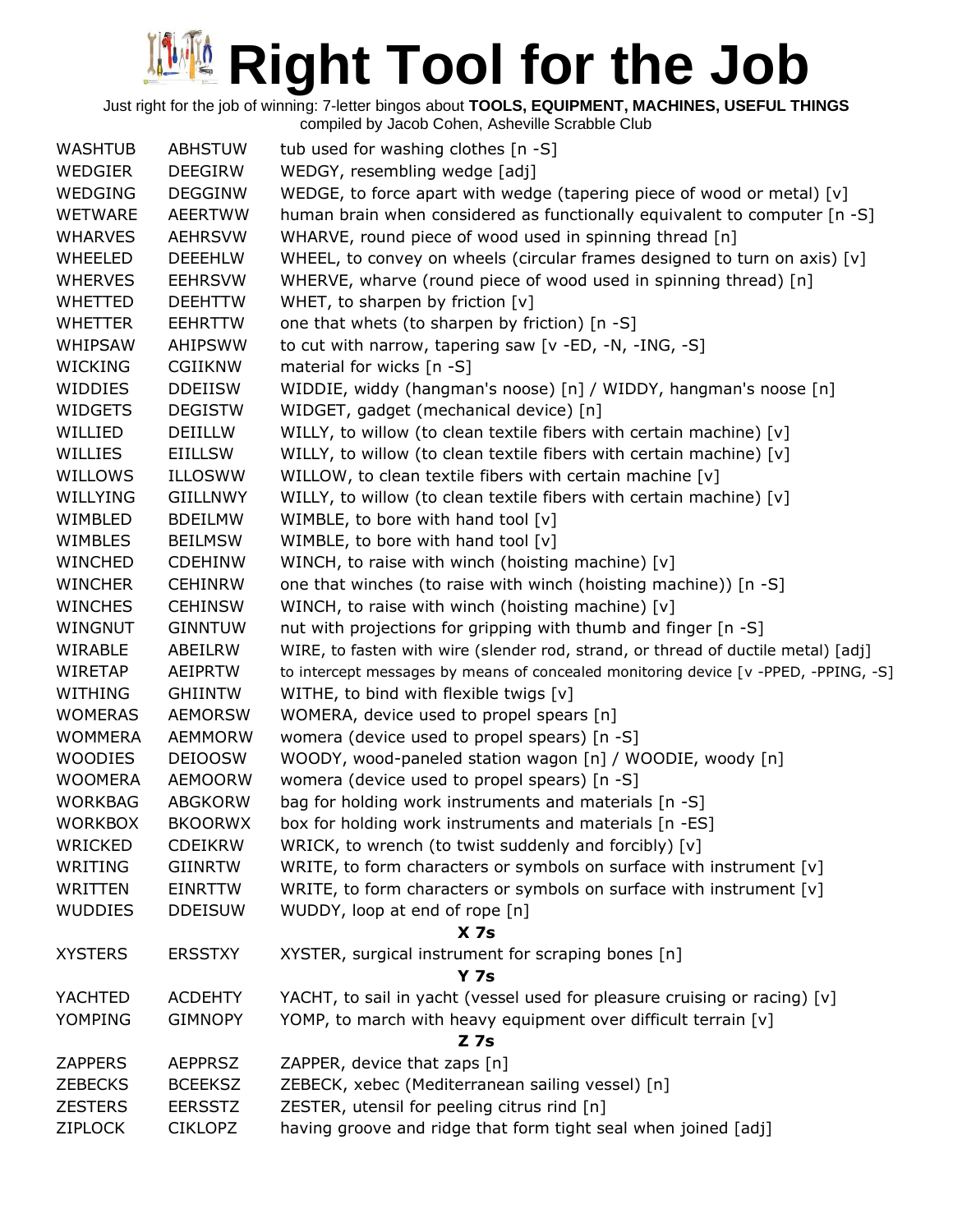# Right Tool for the Job

Just right for the job of winning: 7-letter bingos about **TOOLS, EQUIPMENT, MACHINES, USEFUL THINGS**
compiled by Jacob Cohen, Asheville Scrabble Club

| | | |
|---|---|---|
| WASHTUB | ABHSTUW | tub used for washing clothes [n -S] |
| WEDGIER | DEEGIRW | WEDGY, resembling wedge [adj] |
| WEDGING | DEGGINW | WEDGE, to force apart with wedge (tapering piece of wood or metal) [v] |
| WETWARE | AEERTWW | human brain when considered as functionally equivalent to computer [n -S] |
| WHARVES | AEHRSVW | WHARVE, round piece of wood used in spinning thread [n] |
| WHEELED | DEEEHLW | WHEEL, to convey on wheels (circular frames designed to turn on axis) [v] |
| WHERVES | EEHRSVW | WHERVE, wharve (round piece of wood used in spinning thread) [n] |
| WHETTED | DEEHTTW | WHET, to sharpen by friction [v] |
| WHETTER | EEHRTTW | one that whets (to sharpen by friction) [n -S] |
| WHIPSAW | AHIPSWW | to cut with narrow, tapering saw [v -ED, -N, -ING, -S] |
| WICKING | CGIIKNW | material for wicks [n -S] |
| WIDDIES | DDEIISW | WIDDIE, widdy (hangman's noose) [n] / WIDDY, hangman's noose [n] |
| WIDGETS | DEGISTW | WIDGET, gadget (mechanical device) [n] |
| WILLIED | DEIILLW | WILLY, to willow (to clean textile fibers with certain machine) [v] |
| WILLIES | EIILLSW | WILLY, to willow (to clean textile fibers with certain machine) [v] |
| WILLOWS | ILLOSWW | WILLOW, to clean textile fibers with certain machine [v] |
| WILLYING | GIILLNWY | WILLY, to willow (to clean textile fibers with certain machine) [v] |
| WIMBLED | BDEILMW | WIMBLE, to bore with hand tool [v] |
| WIMBLES | BEILMSW | WIMBLE, to bore with hand tool [v] |
| WINCHED | CDEHINW | WINCH, to raise with winch (hoisting machine) [v] |
| WINCHER | CEHINRW | one that winches (to raise with winch (hoisting machine)) [n -S] |
| WINCHES | CEHINSW | WINCH, to raise with winch (hoisting machine) [v] |
| WINGNUT | GINNTUW | nut with projections for gripping with thumb and finger [n -S] |
| WIRABLE | ABEILRW | WIRE, to fasten with wire (slender rod, strand, or thread of ductile metal) [adj] |
| WIRETAP | AEIPRTW | to intercept messages by means of concealed monitoring device [v -PPED, -PPING, -S] |
| WITHING | GHIINTW | WITHE, to bind with flexible twigs [v] |
| WOMERAS | AEMORSW | WOMERA, device used to propel spears [n] |
| WOMMERA | AEMMORW | womera (device used to propel spears) [n -S] |
| WOODIES | DEIOOSW | WOODY, wood-paneled station wagon [n] / WOODIE, woody [n] |
| WOOMERA | AEMOORW | womera (device used to propel spears) [n -S] |
| WORKBAG | ABGKORW | bag for holding work instruments and materials [n -S] |
| WORKBOX | BKOORWX | box for holding work instruments and materials [n -ES] |
| WRICKED | CDEIKRW | WRICK, to wrench (to twist suddenly and forcibly) [v] |
| WRITING | GIINRTW | WRITE, to form characters or symbols on surface with instrument [v] |
| WRITTEN | EINRTTW | WRITE, to form characters or symbols on surface with instrument [v] |
| WUDDIES | DDEISUW | WUDDY, loop at end of rope [n] |
| | | **X 7s** |
| XYSTERS | ERSSTXY | XYSTER, surgical instrument for scraping bones [n] |
| | | **Y 7s** |
| YACHTED | ACDEHTY | YACHT, to sail in yacht (vessel used for pleasure cruising or racing) [v] |
| YOMPING | GIMNOPY | YOMP, to march with heavy equipment over difficult terrain [v] |
| | | **Z 7s** |
| ZAPPERS | AEPPRSZ | ZAPPER, device that zaps [n] |
| ZEBECKS | BCEEKSZ | ZEBECK, xebec (Mediterranean sailing vessel) [n] |
| ZESTERS | EERSSTZ | ZESTER, utensil for peeling citrus rind [n] |
| ZIPLOCK | CIKLOPZ | having groove and ridge that form tight seal when joined [adj] |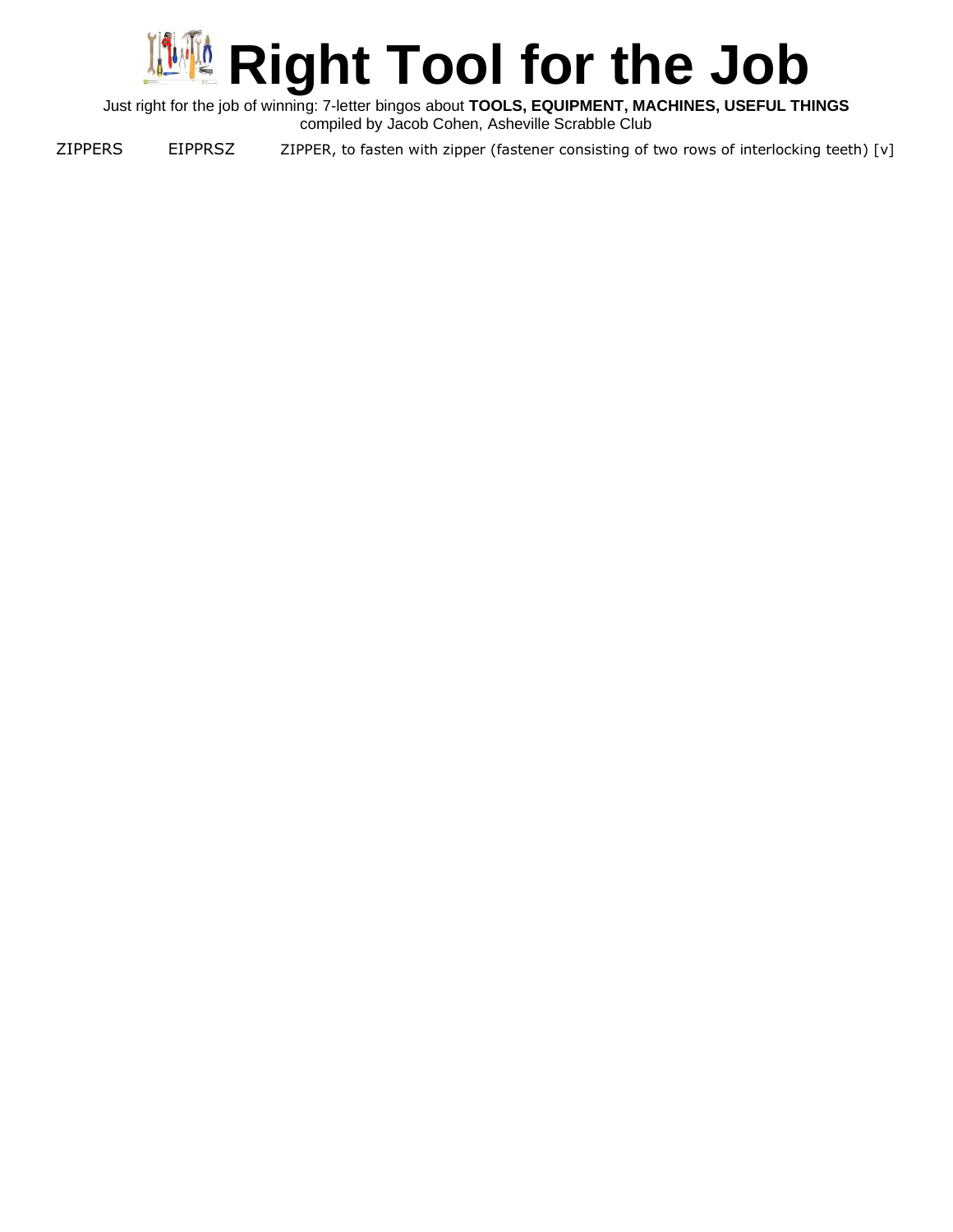# Right Tool for the Job

Just right for the job of winning: 7-letter bingos about **TOOLS, EQUIPMENT, MACHINES, USEFUL THINGS**
compiled by Jacob Cohen, Asheville Scrabble Club

| | | |
|---|---|---|
| ZIPPERS | EIPPRSZ | ZIPPER, to fasten with zipper (fastener consisting of two rows of interlocking teeth) [v] |